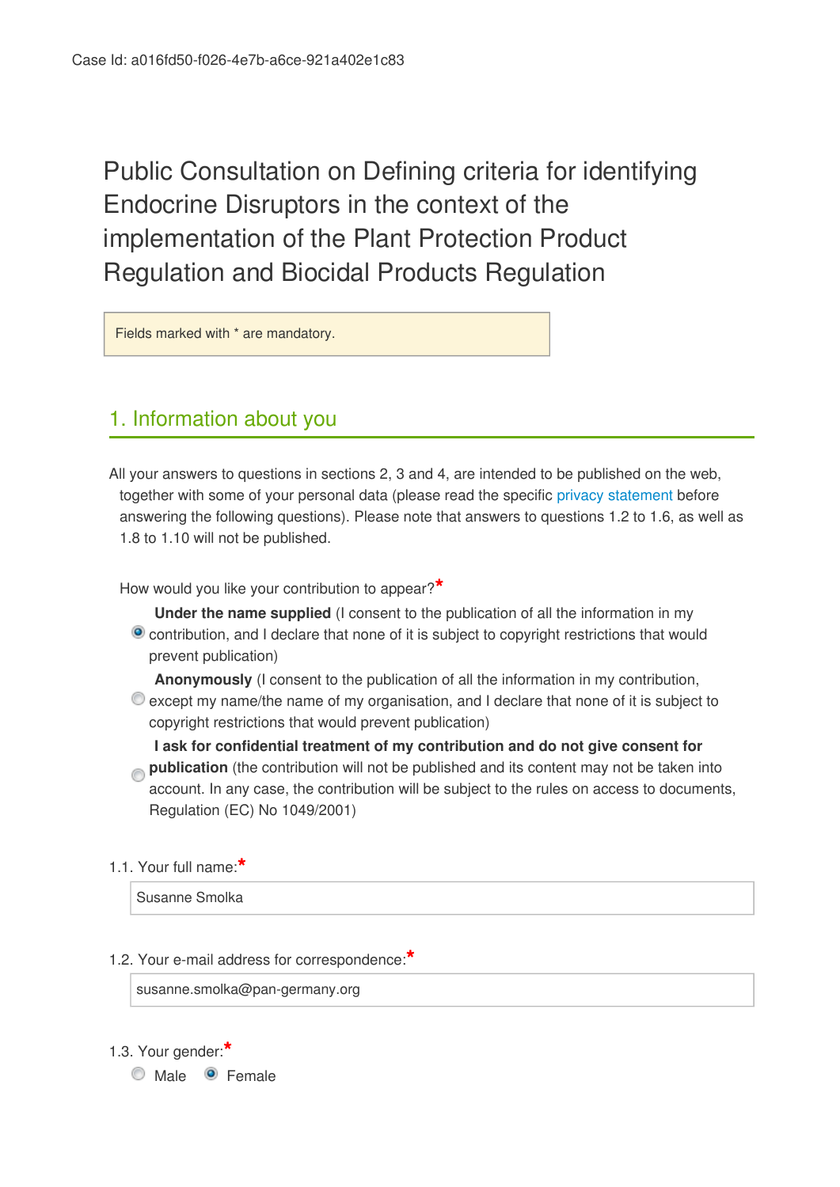Case Id: a016fd50-f026-4e7b-a6ce-921a402e1c83

# Public Consultation on Defining criteria for identifying Endocrine Disruptors in the context of the implementation of the Plant Protection Product Regulation and Biocidal Products Regulation

Fields marked with * are mandatory.

## 1. Information about you

All your answers to questions in sections 2, 3 and 4, are intended to be published on the web, together with some of your personal data (please read the specific privacy statement before answering the following questions). Please note that answers to questions 1.2 to 1.6, as well as 1.8 to 1.10 will not be published.

How would you like your contribution to appear?*

- (x) **Under the name supplied** (I consent to the publication of all the information in my contribution, and I declare that none of it is subject to copyright restrictions that would prevent publication)
- ( ) **Anonymously** (I consent to the publication of all the information in my contribution, except my name/the name of my organisation, and I declare that none of it is subject to copyright restrictions that would prevent publication)
- ( ) **I ask for confidential treatment of my contribution and do not give consent for publication** (the contribution will not be published and its content may not be taken into account. In any case, the contribution will be subject to the rules on access to documents, Regulation (EC) No 1049/2001)

1.1. Your full name:*

Susanne Smolka

1.2. Your e-mail address for correspondence:*

susanne.smolka@pan-germany.org

1.3. Your gender:*

( ) Male (x) Female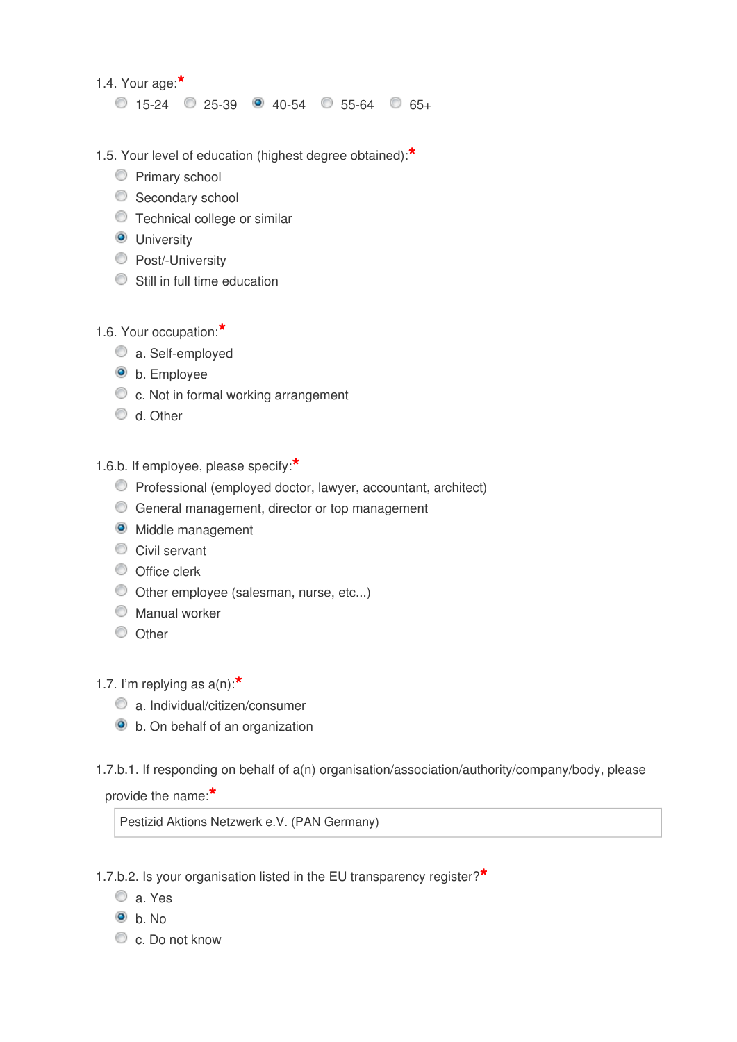1.4. Your age:*

- ( ) 15-24
- ( ) 25-39
- (x) 40-54
- ( ) 55-64
- ( ) 65+

1.5. Your level of education (highest degree obtained):*

- ( ) Primary school
- ( ) Secondary school
- ( ) Technical college or similar
- (x) University
- ( ) Post/-University
- ( ) Still in full time education

1.6. Your occupation:*

- ( ) a. Self-employed
- (x) b. Employee
- ( ) c. Not in formal working arrangement
- ( ) d. Other

1.6.b. If employee, please specify:*

- ( ) Professional (employed doctor, lawyer, accountant, architect)
- ( ) General management, director or top management
- (x) Middle management
- ( ) Civil servant
- ( ) Office clerk
- ( ) Other employee (salesman, nurse, etc...)
- ( ) Manual worker
- ( ) Other

1.7. I'm replying as a(n):*

- ( ) a. Individual/citizen/consumer
- (x) b. On behalf of an organization

1.7.b.1. If responding on behalf of a(n) organisation/association/authority/company/body, please provide the name:*

Pestizid Aktions Netzwerk e.V. (PAN Germany)

1.7.b.2. Is your organisation listed in the EU transparency register?*

- ( ) a. Yes
- (x) b. No
- ( ) c. Do not know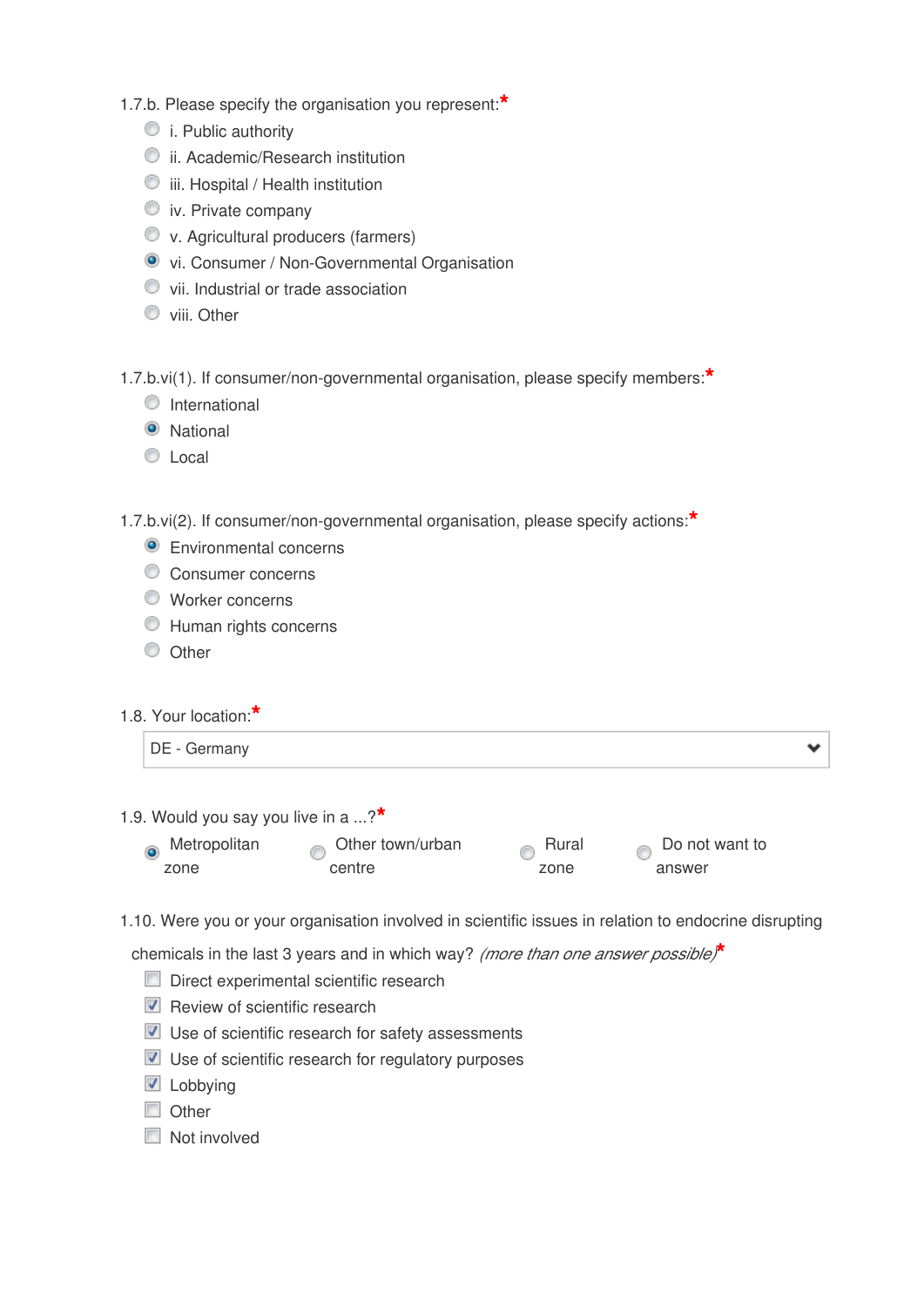1.7.b. Please specify the organisation you represent:*

- ( ) i. Public authority
- ( ) ii. Academic/Research institution
- ( ) iii. Hospital / Health institution
- ( ) iv. Private company
- ( ) v. Agricultural producers (farmers)
- (•) vi. Consumer / Non-Governmental Organisation
- ( ) vii. Industrial or trade association
- ( ) viii. Other

1.7.b.vi(1). If consumer/non-governmental organisation, please specify members:*

- ( ) International
- (•) National
- ( ) Local

1.7.b.vi(2). If consumer/non-governmental organisation, please specify actions:*

- (•) Environmental concerns
- ( ) Consumer concerns
- ( ) Worker concerns
- ( ) Human rights concerns
- ( ) Other

1.8. Your location:*

DE - Germany

1.9. Would you say you live in a ...?*

- (•) Metropolitan zone
- ( ) Other town/urban centre
- ( ) Rural zone
- ( ) Do not want to answer

1.10. Were you or your organisation involved in scientific issues in relation to endocrine disrupting chemicals in the last 3 years and in which way? *(more than one answer possible)**

- [ ] Direct experimental scientific research
- [x] Review of scientific research
- [x] Use of scientific research for safety assessments
- [x] Use of scientific research for regulatory purposes
- [x] Lobbying
- [ ] Other
- [ ] Not involved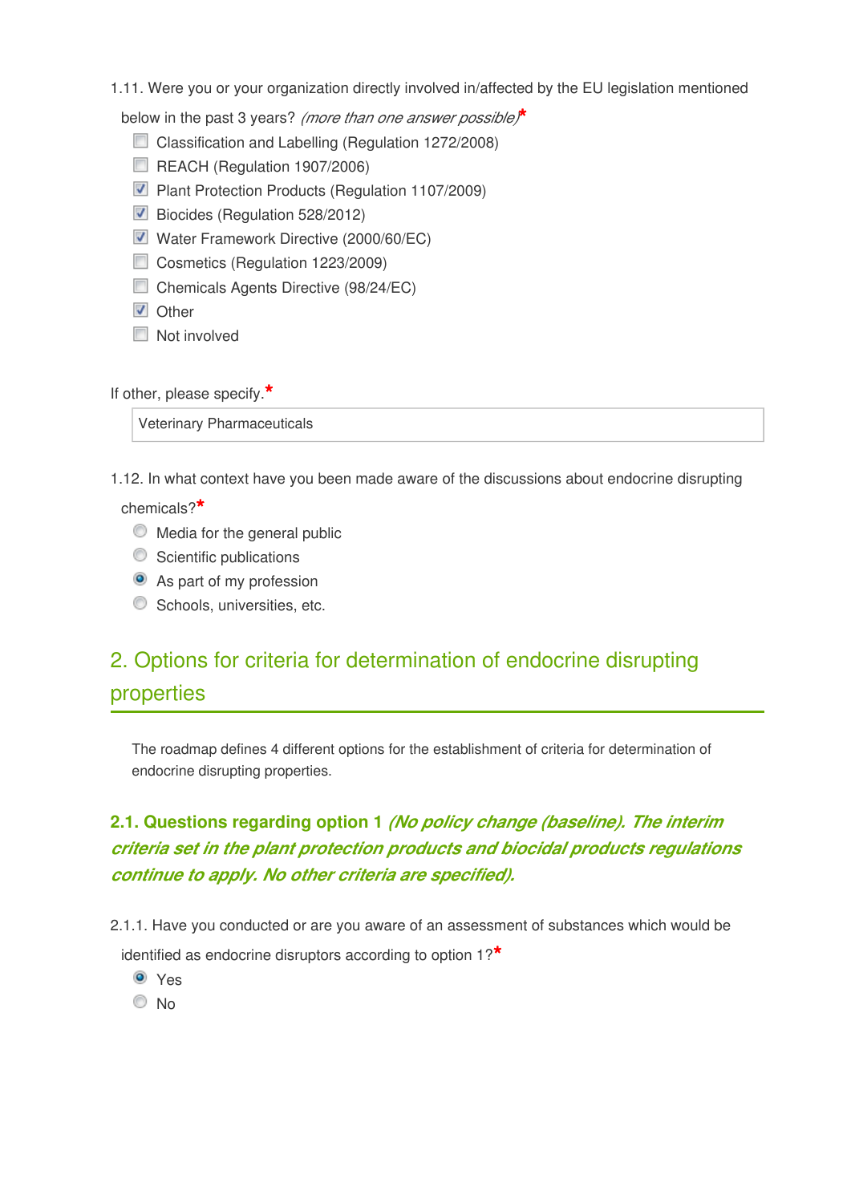1.11. Were you or your organization directly involved in/affected by the EU legislation mentioned below in the past 3 years? *(more than one answer possible)**

- [ ] Classification and Labelling (Regulation 1272/2008)
- [ ] REACH (Regulation 1907/2006)
- [x] Plant Protection Products (Regulation 1107/2009)
- [x] Biocides (Regulation 528/2012)
- [x] Water Framework Directive (2000/60/EC)
- [ ] Cosmetics (Regulation 1223/2009)
- [ ] Chemicals Agents Directive (98/24/EC)
- [x] Other
- [ ] Not involved

If other, please specify.*

Veterinary Pharmaceuticals

1.12. In what context have you been made aware of the discussions about endocrine disrupting chemicals?*

- ( ) Media for the general public
- ( ) Scientific publications
- (•) As part of my profession
- ( ) Schools, universities, etc.

## 2. Options for criteria for determination of endocrine disrupting properties

The roadmap defines 4 different options for the establishment of criteria for determination of endocrine disrupting properties.

### 2.1. Questions regarding option 1 *(No policy change (baseline). The interim criteria set in the plant protection products and biocidal products regulations continue to apply. No other criteria are specified).*

2.1.1. Have you conducted or are you aware of an assessment of substances which would be identified as endocrine disruptors according to option 1?*

- (•) Yes
- ( ) No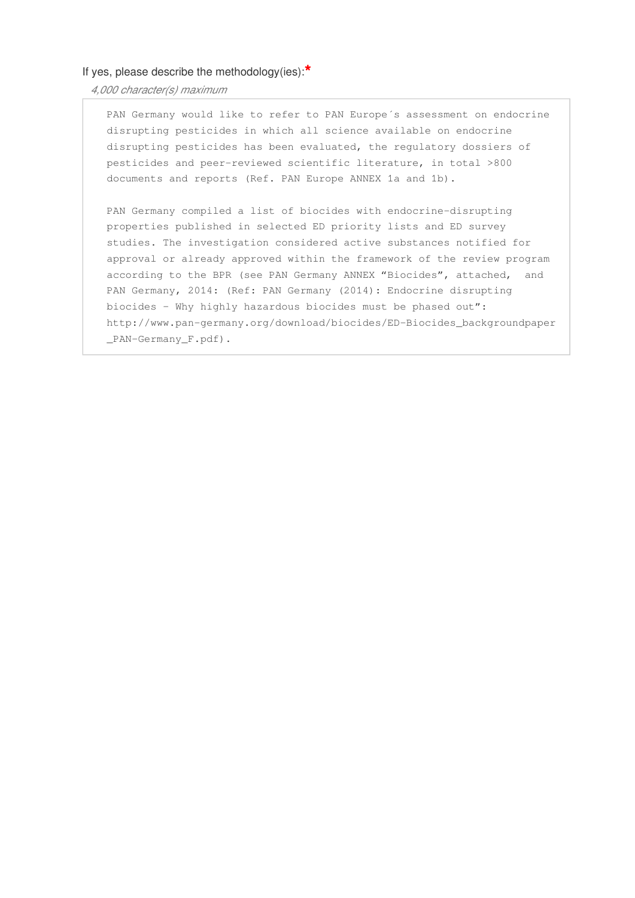If yes, please describe the methodology(ies):*

*4,000 character(s) maximum*

PAN Germany would like to refer to PAN Europe´s assessment on endocrine disrupting pesticides in which all science available on endocrine disrupting pesticides has been evaluated, the regulatory dossiers of pesticides and peer-reviewed scientific literature, in total >800 documents and reports (Ref. PAN Europe ANNEX 1a and 1b).

PAN Germany compiled a list of biocides with endocrine-disrupting properties published in selected ED priority lists and ED survey studies. The investigation considered active substances notified for approval or already approved within the framework of the review program according to the BPR (see PAN Germany ANNEX "Biocides", attached, and PAN Germany, 2014: (Ref: PAN Germany (2014): Endocrine disrupting biocides - Why highly hazardous biocides must be phased out": http://www.pan-germany.org/download/biocides/ED-Biocides_backgroundpaper_PAN-Germany_F.pdf).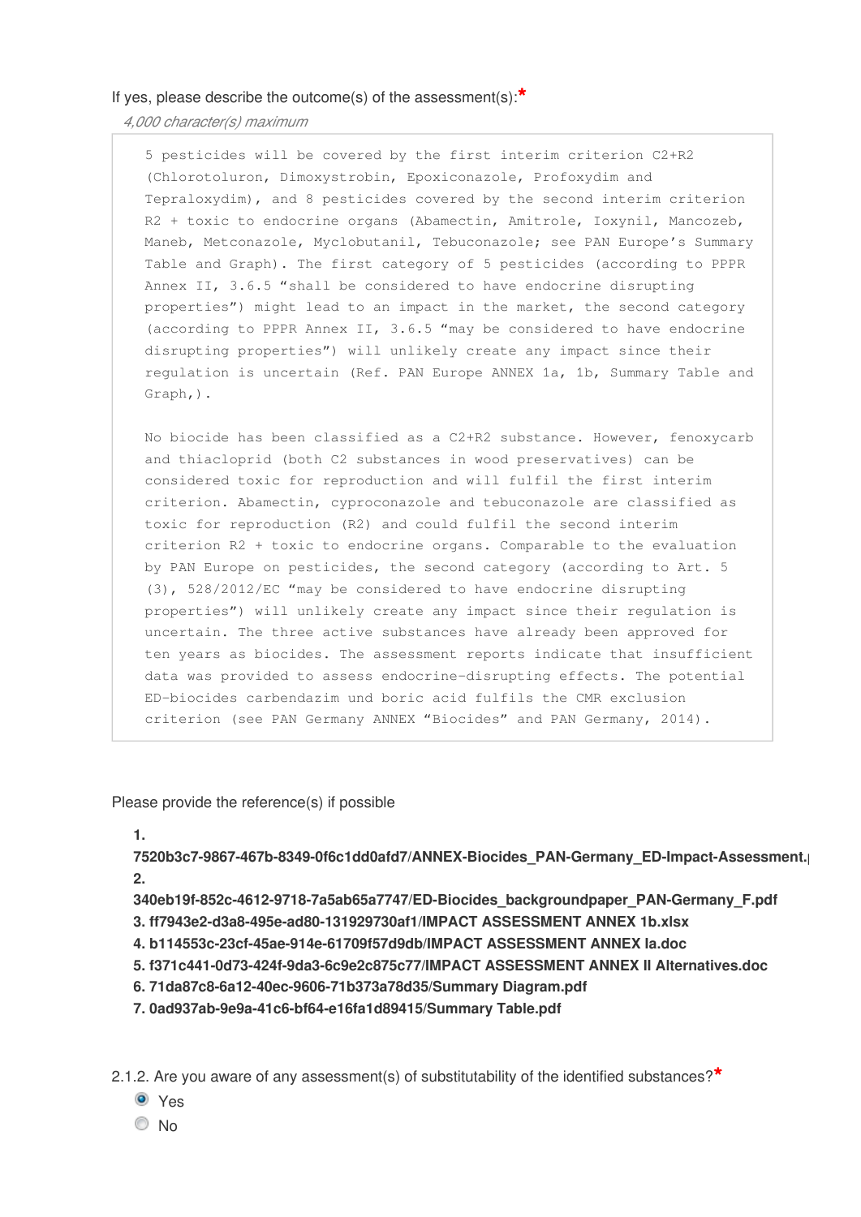If yes, please describe the outcome(s) of the assessment(s):*

*4,000 character(s) maximum*

5 pesticides will be covered by the first interim criterion C2+R2 (Chlorotoluron, Dimoxystrobin, Epoxiconazole, Profoxydim and Tepraloxydim), and 8 pesticides covered by the second interim criterion R2 + toxic to endocrine organs (Abamectin, Amitrole, Ioxynil, Mancozeb, Maneb, Metconazole, Myclobutanil, Tebuconazole; see PAN Europe's Summary Table and Graph). The first category of 5 pesticides (according to PPPR Annex II, 3.6.5 "shall be considered to have endocrine disrupting properties") might lead to an impact in the market, the second category (according to PPPR Annex II, 3.6.5 "may be considered to have endocrine disrupting properties") will unlikely create any impact since their regulation is uncertain (Ref. PAN Europe ANNEX 1a, 1b, Summary Table and Graph,).

No biocide has been classified as a C2+R2 substance. However, fenoxycarb and thiacloprid (both C2 substances in wood preservatives) can be considered toxic for reproduction and will fulfil the first interim criterion. Abamectin, cyproconazole and tebuconazole are classified as toxic for reproduction (R2) and could fulfil the second interim criterion R2 + toxic to endocrine organs. Comparable to the evaluation by PAN Europe on pesticides, the second category (according to Art. 5 (3), 528/2012/EC "may be considered to have endocrine disrupting properties") will unlikely create any impact since their regulation is uncertain. The three active substances have already been approved for ten years as biocides. The assessment reports indicate that insufficient data was provided to assess endocrine-disrupting effects. The potential ED-biocides carbendazim und boric acid fulfils the CMR exclusion criterion (see PAN Germany ANNEX "Biocides" and PAN Germany, 2014).

Please provide the reference(s) if possible

1. 7520b3c7-9867-467b-8349-0f6c1dd0afd7/ANNEX-Biocides_PAN-Germany_ED-Impact-Assessment.
2. 340eb19f-852c-4612-9718-7a5ab65a7747/ED-Biocides_backgroundpaper_PAN-Germany_F.pdf
3. ff7943e2-d3a8-495e-ad80-131929730af1/IMPACT ASSESSMENT ANNEX 1b.xlsx
4. b114553c-23cf-45ae-914e-61709f57d9db/IMPACT ASSESSMENT ANNEX Ia.doc
5. f371c441-0d73-424f-9da3-6c9e2c875c77/IMPACT ASSESSMENT ANNEX II Alternatives.doc
6. 71da87c8-6a12-40ec-9606-71b373a78d35/Summary Diagram.pdf
7. 0ad937ab-9e9a-41c6-bf64-e16fa1d89415/Summary Table.pdf

2.1.2. Are you aware of any assessment(s) of substitutability of the identified substances?*

- (selected) Yes
- No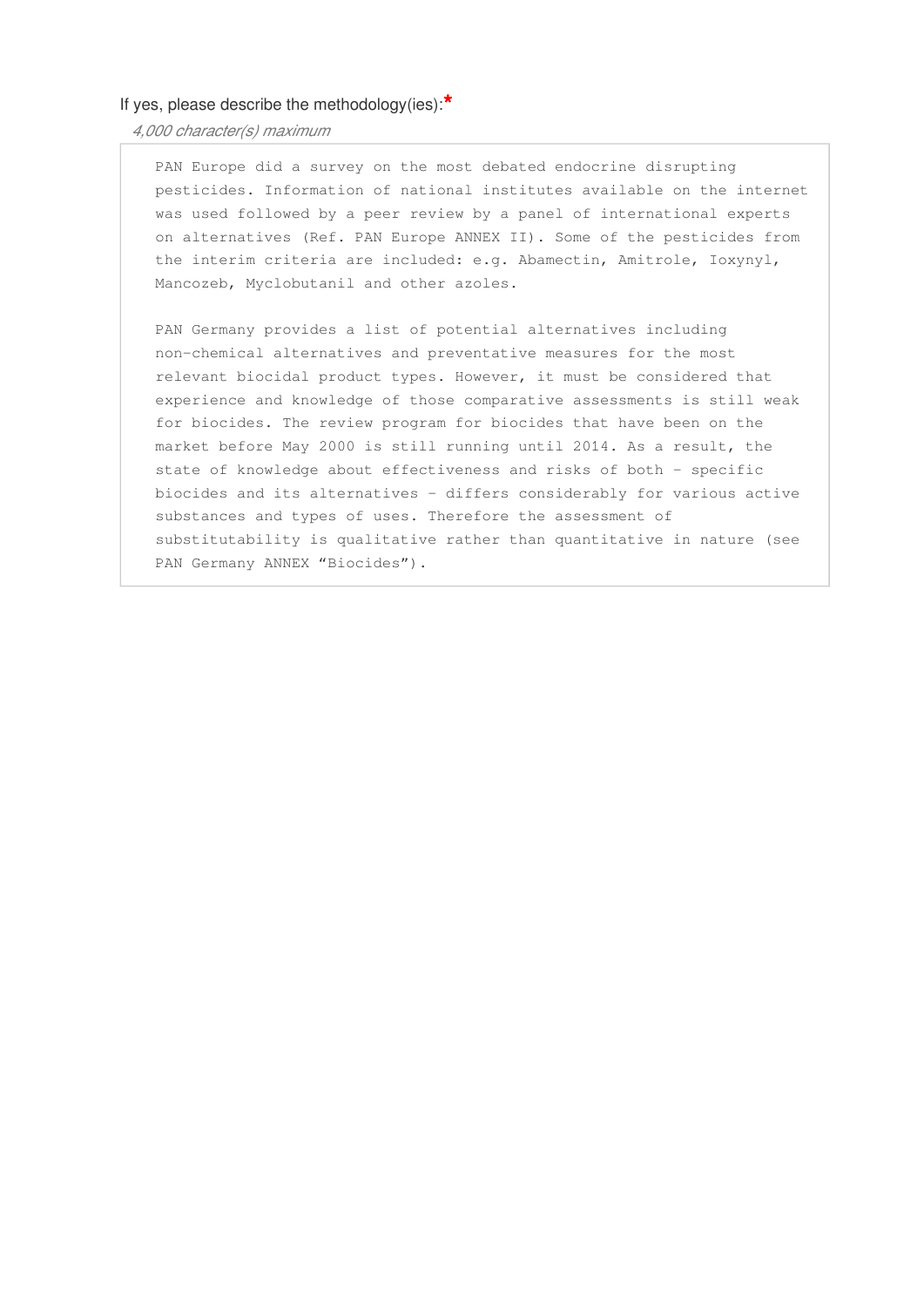If yes, please describe the methodology(ies):*

*4,000 character(s) maximum*

PAN Europe did a survey on the most debated endocrine disrupting pesticides. Information of national institutes available on the internet was used followed by a peer review by a panel of international experts on alternatives (Ref. PAN Europe ANNEX II). Some of the pesticides from the interim criteria are included: e.g. Abamectin, Amitrole, Ioxynyl, Mancozeb, Myclobutanil and other azoles.

PAN Germany provides a list of potential alternatives including non-chemical alternatives and preventative measures for the most relevant biocidal product types. However, it must be considered that experience and knowledge of those comparative assessments is still weak for biocides. The review program for biocides that have been on the market before May 2000 is still running until 2014. As a result, the state of knowledge about effectiveness and risks of both - specific biocides and its alternatives - differs considerably for various active substances and types of uses. Therefore the assessment of substitutability is qualitative rather than quantitative in nature (see PAN Germany ANNEX “Biocides”).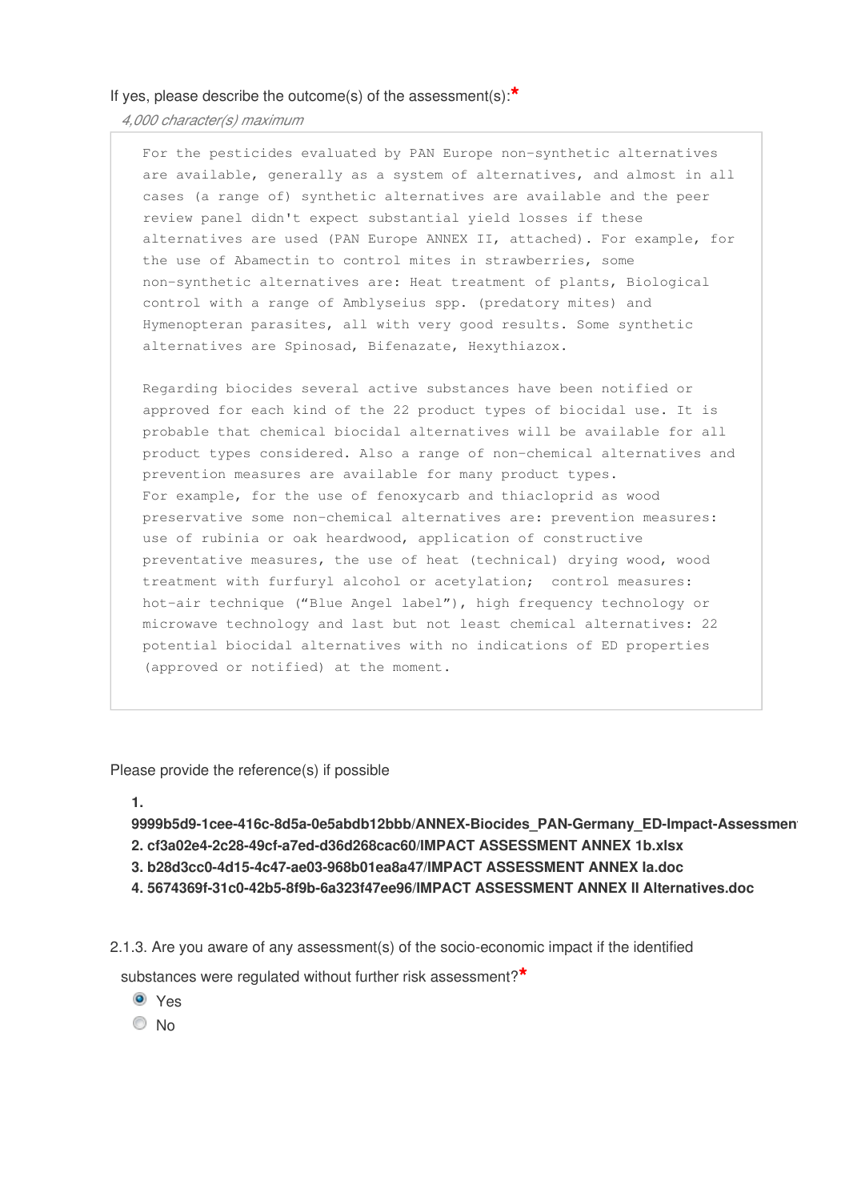If yes, please describe the outcome(s) of the assessment(s):*

*4,000 character(s) maximum*

For the pesticides evaluated by PAN Europe non-synthetic alternatives are available, generally as a system of alternatives, and almost in all cases (a range of) synthetic alternatives are available and the peer review panel didn't expect substantial yield losses if these alternatives are used (PAN Europe ANNEX II, attached). For example, for the use of Abamectin to control mites in strawberries, some non-synthetic alternatives are: Heat treatment of plants, Biological control with a range of Amblyseius spp. (predatory mites) and Hymenopteran parasites, all with very good results. Some synthetic alternatives are Spinosad, Bifenazate, Hexythiazox.

Regarding biocides several active substances have been notified or approved for each kind of the 22 product types of biocidal use. It is probable that chemical biocidal alternatives will be available for all product types considered. Also a range of non-chemical alternatives and prevention measures are available for many product types.
For example, for the use of fenoxycarb and thiacloprid as wood preservative some non-chemical alternatives are: prevention measures: use of rubinia or oak heardwood, application of constructive preventative measures, the use of heat (technical) drying wood, wood treatment with furfuryl alcohol or acetylation; control measures: hot-air technique (“Blue Angel label”), high frequency technology or microwave technology and last but not least chemical alternatives: 22 potential biocidal alternatives with no indications of ED properties (approved or notified) at the moment.

Please provide the reference(s) if possible

1. **9999b5d9-1cee-416c-8d5a-0e5abdb12bbb/ANNEX-Biocides_PAN-Germany_ED-Impact-Assessmen**
2. **cf3a02e4-2c28-49cf-a7ed-d36d268cac60/IMPACT ASSESSMENT ANNEX 1b.xlsx**
3. **b28d3cc0-4d15-4c47-ae03-968b01ea8a47/IMPACT ASSESSMENT ANNEX Ia.doc**
4. **5674369f-31c0-42b5-8f9b-6a323f47ee96/IMPACT ASSESSMENT ANNEX II Alternatives.doc**

2.1.3. Are you aware of any assessment(s) of the socio-economic impact if the identified substances were regulated without further risk assessment?*

- (•) Yes
- ( ) No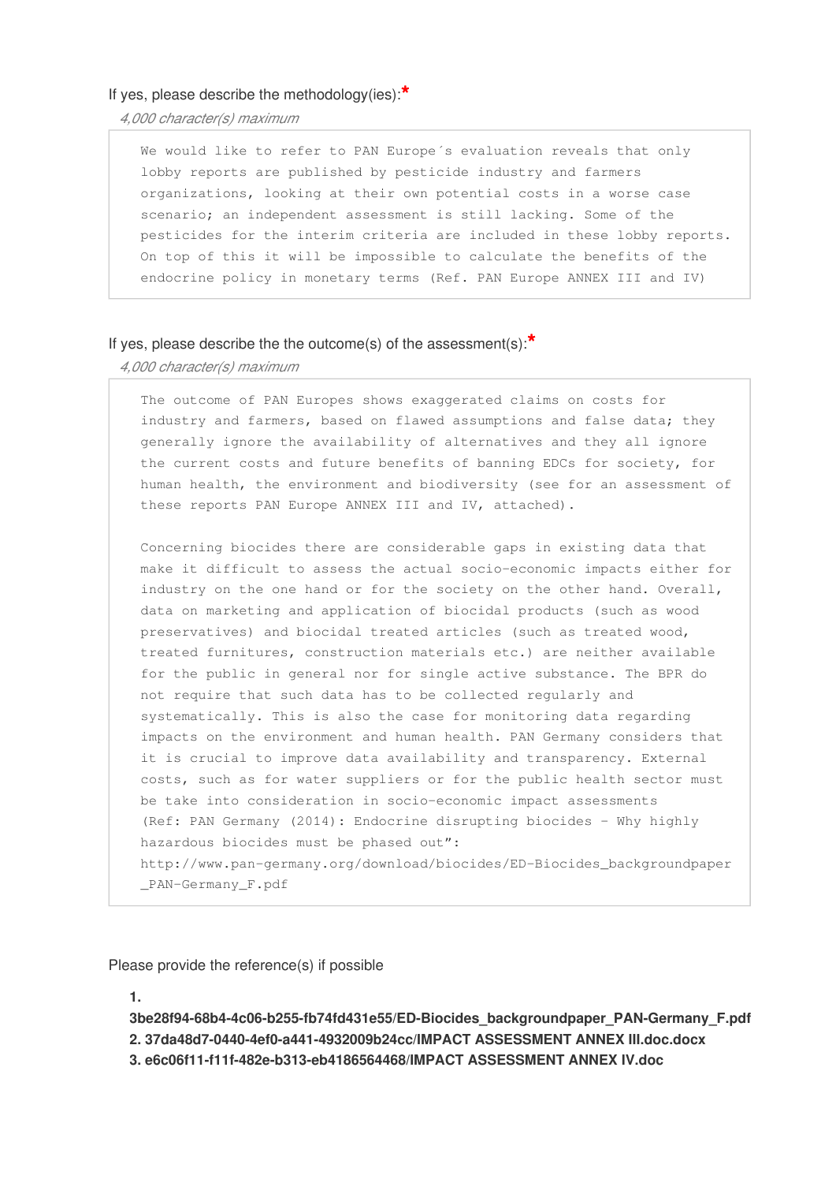If yes, please describe the methodology(ies):*

*4,000 character(s) maximum*

We would like to refer to PAN Europe´s evaluation reveals that only lobby reports are published by pesticide industry and farmers organizations, looking at their own potential costs in a worse case scenario; an independent assessment is still lacking. Some of the pesticides for the interim criteria are included in these lobby reports. On top of this it will be impossible to calculate the benefits of the endocrine policy in monetary terms (Ref. PAN Europe ANNEX III and IV)

If yes, please describe the the outcome(s) of the assessment(s):*

*4,000 character(s) maximum*

The outcome of PAN Europes shows exaggerated claims on costs for industry and farmers, based on flawed assumptions and false data; they generally ignore the availability of alternatives and they all ignore the current costs and future benefits of banning EDCs for society, for human health, the environment and biodiversity (see for an assessment of these reports PAN Europe ANNEX III and IV, attached).

Concerning biocides there are considerable gaps in existing data that make it difficult to assess the actual socio-economic impacts either for industry on the one hand or for the society on the other hand. Overall, data on marketing and application of biocidal products (such as wood preservatives) and biocidal treated articles (such as treated wood, treated furnitures, construction materials etc.) are neither available for the public in general nor for single active substance. The BPR do not require that such data has to be collected regularly and systematically. This is also the case for monitoring data regarding impacts on the environment and human health. PAN Germany considers that it is crucial to improve data availability and transparency. External costs, such as for water suppliers or for the public health sector must be take into consideration in socio-economic impact assessments (Ref: PAN Germany (2014): Endocrine disrupting biocides - Why highly hazardous biocides must be phased out": http://www.pan-germany.org/download/biocides/ED-Biocides_backgroundpaper_PAN-Germany_F.pdf

Please provide the reference(s) if possible

1. **3be28f94-68b4-4c06-b255-fb74fd431e55/ED-Biocides_backgroundpaper_PAN-Germany_F.pdf**
2. **37da48d7-0440-4ef0-a441-4932009b24cc/IMPACT ASSESSMENT ANNEX III.doc.docx**
3. **e6c06f11-f11f-482e-b313-eb4186564468/IMPACT ASSESSMENT ANNEX IV.doc**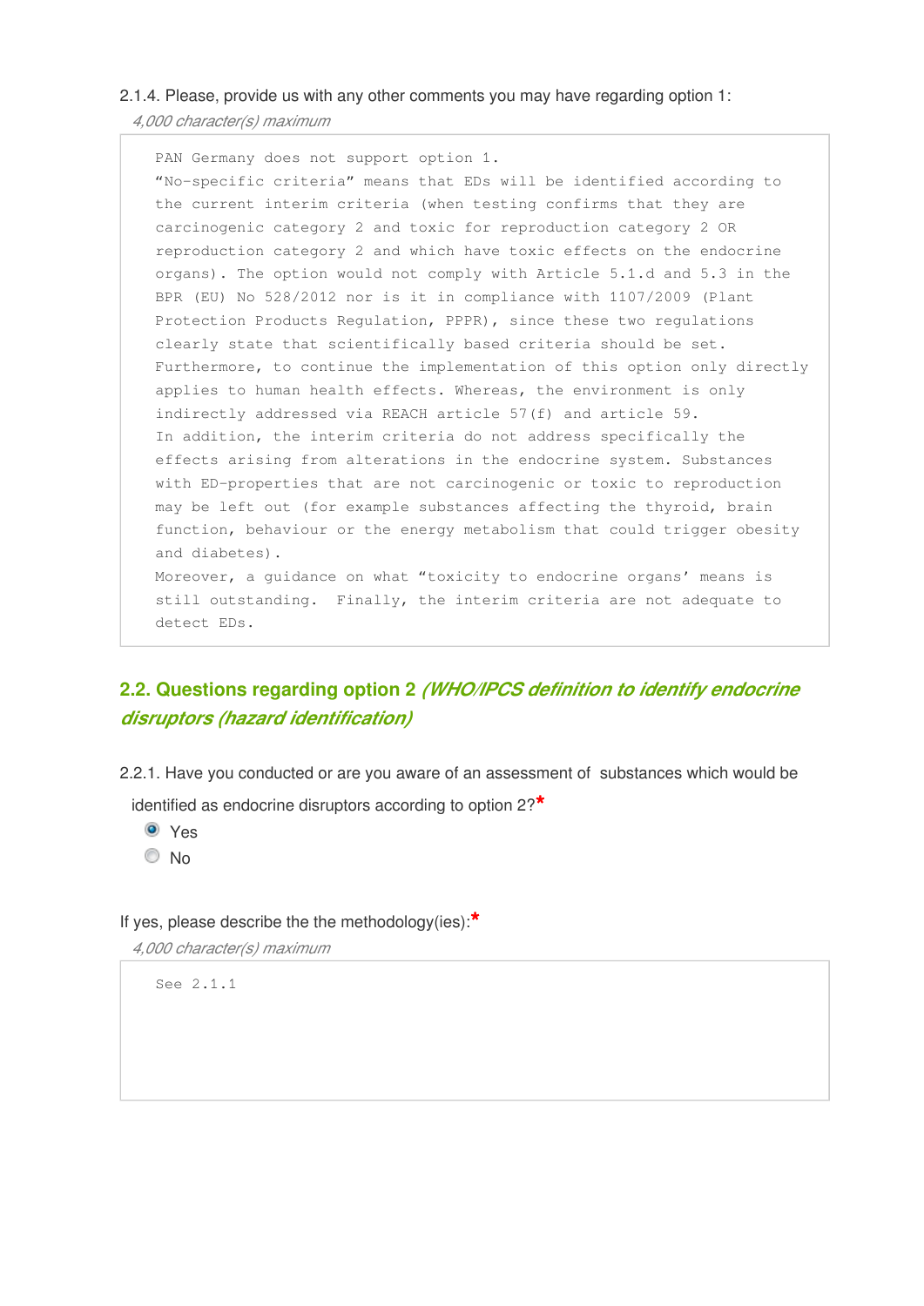2.1.4. Please, provide us with any other comments you may have regarding option 1:

*4,000 character(s) maximum*

```
PAN Germany does not support option 1.
“No-specific criteria” means that EDs will be identified according to
the current interim criteria (when testing confirms that they are
carcinogenic category 2 and toxic for reproduction category 2 OR
reproduction category 2 and which have toxic effects on the endocrine
organs). The option would not comply with Article 5.1.d and 5.3 in the
BPR (EU) No 528/2012 nor is it in compliance with 1107/2009 (Plant
Protection Products Regulation, PPPR), since these two regulations
clearly state that scientifically based criteria should be set.
Furthermore, to continue the implementation of this option only directly
applies to human health effects. Whereas, the environment is only
indirectly addressed via REACH article 57(f) and article 59.
In addition, the interim criteria do not address specifically the
effects arising from alterations in the endocrine system. Substances
with ED-properties that are not carcinogenic or toxic to reproduction
may be left out (for example substances affecting the thyroid, brain
function, behaviour or the energy metabolism that could trigger obesity
and diabetes).
Moreover, a guidance on what “toxicity to endocrine organs’ means is
still outstanding.  Finally, the interim criteria are not adequate to
detect EDs.
```

## 2.2. Questions regarding option 2 *(WHO/IPCS definition to identify endocrine disruptors (hazard identification)*

2.2.1. Have you conducted or are you aware of an assessment of substances which would be identified as endocrine disruptors according to option 2? *

- (x) Yes
- ( ) No

If yes, please describe the the methodology(ies): *

*4,000 character(s) maximum*

```
See 2.1.1
```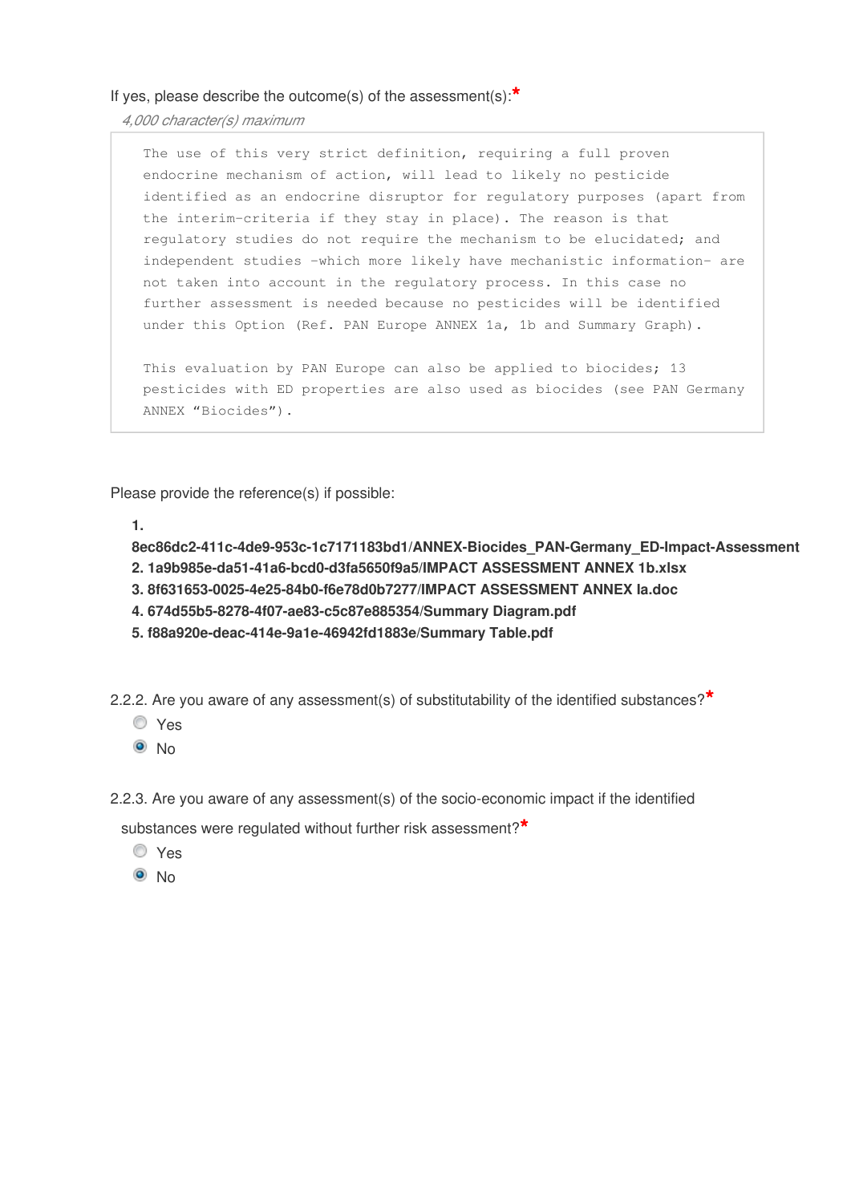If yes, please describe the outcome(s) of the assessment(s):*

*4,000 character(s) maximum*

The use of this very strict definition, requiring a full proven endocrine mechanism of action, will lead to likely no pesticide identified as an endocrine disruptor for regulatory purposes (apart from the interim-criteria if they stay in place). The reason is that regulatory studies do not require the mechanism to be elucidated; and independent studies -which more likely have mechanistic information- are not taken into account in the regulatory process. In this case no further assessment is needed because no pesticides will be identified under this Option (Ref. PAN Europe ANNEX 1a, 1b and Summary Graph).

This evaluation by PAN Europe can also be applied to biocides; 13 pesticides with ED properties are also used as biocides (see PAN Germany ANNEX "Biocides").

Please provide the reference(s) if possible:

1. **8ec86dc2-411c-4de9-953c-1c7171183bd1/ANNEX-Biocides_PAN-Germany_ED-Impact-Assessment**
2. **1a9b985e-da51-41a6-bcd0-d3fa5650f9a5/IMPACT ASSESSMENT ANNEX 1b.xlsx**
3. **8f631653-0025-4e25-84b0-f6e78d0b7277/IMPACT ASSESSMENT ANNEX Ia.doc**
4. **674d55b5-8278-4f07-ae83-c5c87e885354/Summary Diagram.pdf**
5. **f88a920e-deac-414e-9a1e-46942fd1883e/Summary Table.pdf**

2.2.2. Are you aware of any assessment(s) of substitutability of the identified substances?*

- ○ Yes
- ◉ No

2.2.3. Are you aware of any assessment(s) of the socio-economic impact if the identified substances were regulated without further risk assessment?*

- ○ Yes
- ◉ No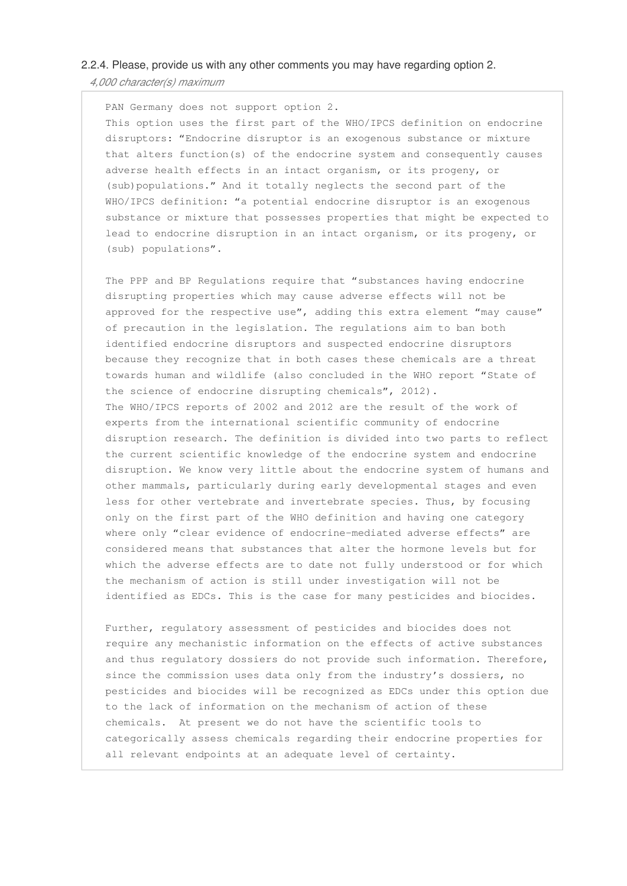2.2.4. Please, provide us with any other comments you may have regarding option 2.

*4,000 character(s) maximum*

PAN Germany does not support option 2.

This option uses the first part of the WHO/IPCS definition on endocrine disruptors: “Endocrine disruptor is an exogenous substance or mixture that alters function(s) of the endocrine system and consequently causes adverse health effects in an intact organism, or its progeny, or (sub)populations.” And it totally neglects the second part of the WHO/IPCS definition: “a potential endocrine disruptor is an exogenous substance or mixture that possesses properties that might be expected to lead to endocrine disruption in an intact organism, or its progeny, or (sub) populations”.

The PPP and BP Regulations require that “substances having endocrine disrupting properties which may cause adverse effects will not be approved for the respective use”, adding this extra element “may cause” of precaution in the legislation. The regulations aim to ban both identified endocrine disruptors and suspected endocrine disruptors because they recognize that in both cases these chemicals are a threat towards human and wildlife (also concluded in the WHO report “State of the science of endocrine disrupting chemicals”, 2012).

The WHO/IPCS reports of 2002 and 2012 are the result of the work of experts from the international scientific community of endocrine disruption research. The definition is divided into two parts to reflect the current scientific knowledge of the endocrine system and endocrine disruption. We know very little about the endocrine system of humans and other mammals, particularly during early developmental stages and even less for other vertebrate and invertebrate species. Thus, by focusing only on the first part of the WHO definition and having one category where only “clear evidence of endocrine-mediated adverse effects” are considered means that substances that alter the hormone levels but for which the adverse effects are to date not fully understood or for which the mechanism of action is still under investigation will not be identified as EDCs. This is the case for many pesticides and biocides.

Further, regulatory assessment of pesticides and biocides does not require any mechanistic information on the effects of active substances and thus regulatory dossiers do not provide such information. Therefore, since the commission uses data only from the industry’s dossiers, no pesticides and biocides will be recognized as EDCs under this option due to the lack of information on the mechanism of action of these chemicals. At present we do not have the scientific tools to categorically assess chemicals regarding their endocrine properties for all relevant endpoints at an adequate level of certainty.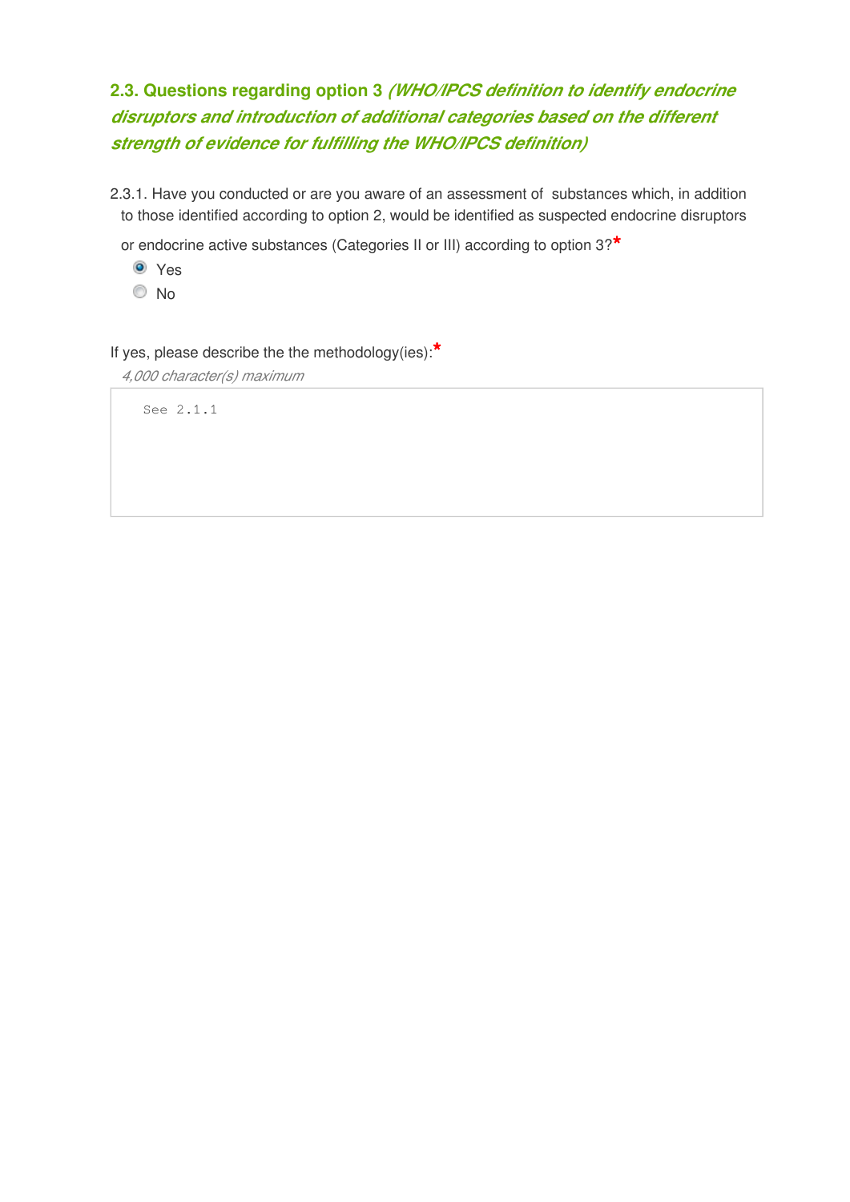## 2.3. Questions regarding option 3 *(WHO/IPCS definition to identify endocrine disruptors and introduction of additional categories based on the different strength of evidence for fulfilling the WHO/IPCS definition)*

2.3.1. Have you conducted or are you aware of an assessment of substances which, in addition to those identified according to option 2, would be identified as suspected endocrine disruptors or endocrine active substances (Categories II or III) according to option 3?*

- (•) Yes
- ( ) No

If yes, please describe the the methodology(ies):*

*4,000 character(s) maximum*

```
See 2.1.1
```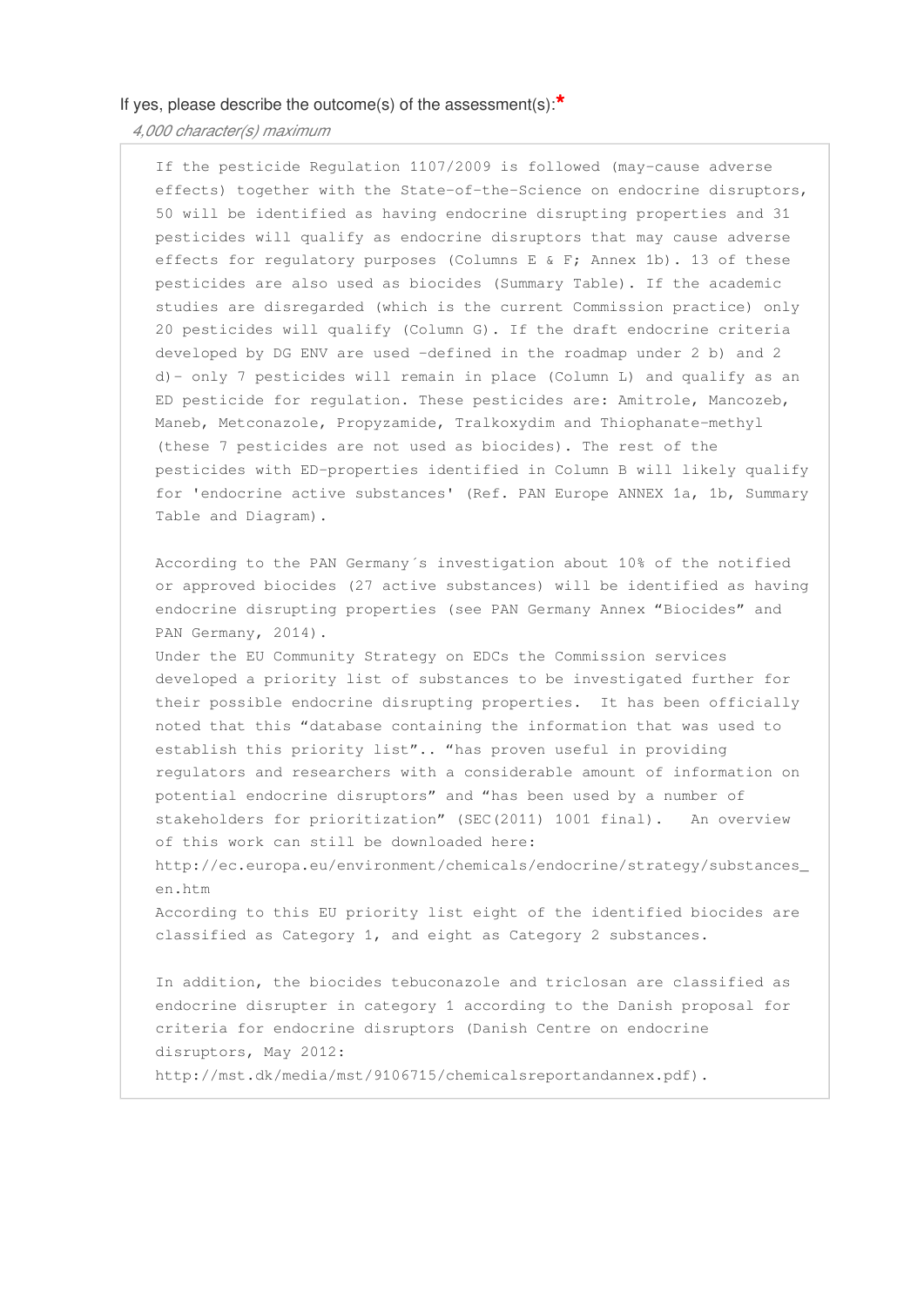If yes, please describe the outcome(s) of the assessment(s):*

*4,000 character(s) maximum*

If the pesticide Regulation 1107/2009 is followed (may-cause adverse effects) together with the State-of-the-Science on endocrine disruptors, 50 will be identified as having endocrine disrupting properties and 31 pesticides will qualify as endocrine disruptors that may cause adverse effects for regulatory purposes (Columns E & F; Annex 1b). 13 of these pesticides are also used as biocides (Summary Table). If the academic studies are disregarded (which is the current Commission practice) only 20 pesticides will qualify (Column G). If the draft endocrine criteria developed by DG ENV are used -defined in the roadmap under 2 b) and 2 d)- only 7 pesticides will remain in place (Column L) and qualify as an ED pesticide for regulation. These pesticides are: Amitrole, Mancozeb, Maneb, Metconazole, Propyzamide, Tralkoxydim and Thiophanate-methyl (these 7 pesticides are not used as biocides). The rest of the pesticides with ED-properties identified in Column B will likely qualify for 'endocrine active substances' (Ref. PAN Europe ANNEX 1a, 1b, Summary Table and Diagram).

According to the PAN Germany´s investigation about 10% of the notified or approved biocides (27 active substances) will be identified as having endocrine disrupting properties (see PAN Germany Annex "Biocides" and PAN Germany, 2014).

Under the EU Community Strategy on EDCs the Commission services developed a priority list of substances to be investigated further for their possible endocrine disrupting properties. It has been officially noted that this "database containing the information that was used to establish this priority list".. "has proven useful in providing regulators and researchers with a considerable amount of information on potential endocrine disruptors" and "has been used by a number of stakeholders for prioritization" (SEC(2011) 1001 final). An overview of this work can still be downloaded here: http://ec.europa.eu/environment/chemicals/endocrine/strategy/substances_en.htm

According to this EU priority list eight of the identified biocides are classified as Category 1, and eight as Category 2 substances.

In addition, the biocides tebuconazole and triclosan are classified as endocrine disrupter in category 1 according to the Danish proposal for criteria for endocrine disruptors (Danish Centre on endocrine disruptors, May 2012: http://mst.dk/media/mst/9106715/chemicalsreportandannex.pdf).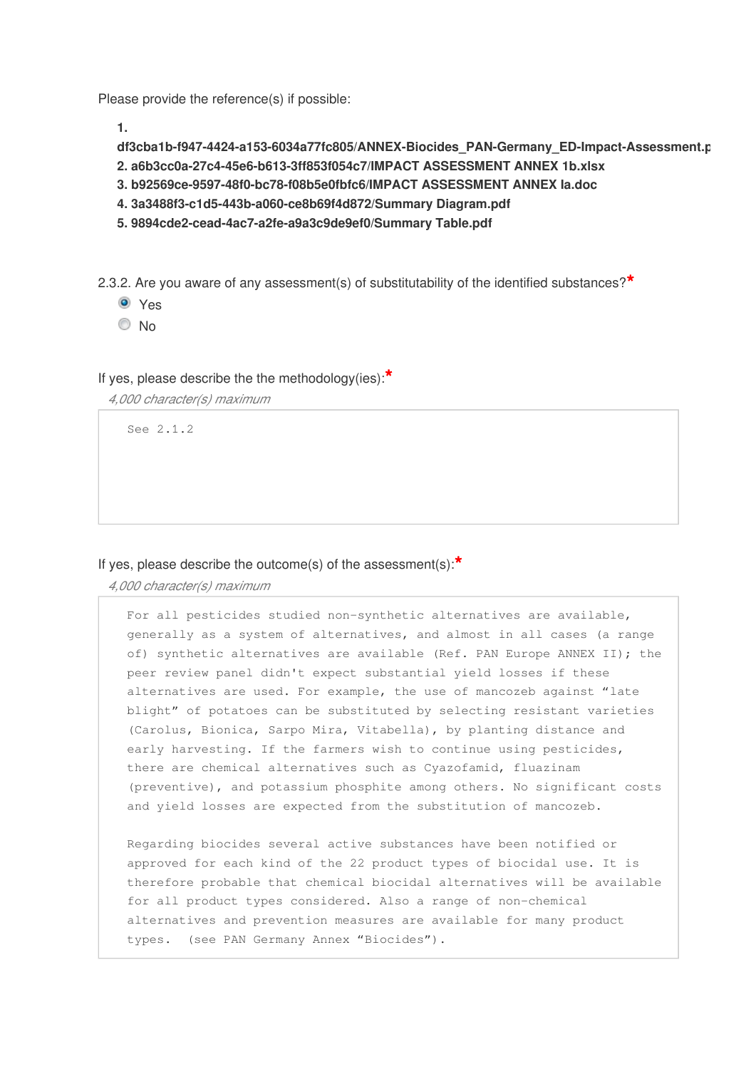Please provide the reference(s) if possible:

1. **df3cba1b-f947-4424-a153-6034a77fc805/ANNEX-Biocides_PAN-Germany_ED-Impact-Assessment.p**
2. **a6b3cc0a-27c4-45e6-b613-3ff853f054c7/IMPACT ASSESSMENT ANNEX 1b.xlsx**
3. **b92569ce-9597-48f0-bc78-f08b5e0fbfc6/IMPACT ASSESSMENT ANNEX Ia.doc**
4. **3a3488f3-c1d5-443b-a060-ce8b69f4d872/Summary Diagram.pdf**
5. **9894cde2-cead-4ac7-a2fe-a9a3c9de9ef0/Summary Table.pdf**

2.3.2. Are you aware of any assessment(s) of substitutability of the identified substances?*

- (x) Yes
- ( ) No

If yes, please describe the the methodology(ies):*

*4,000 character(s) maximum*

See 2.1.2

If yes, please describe the outcome(s) of the assessment(s):*

*4,000 character(s) maximum*

For all pesticides studied non-synthetic alternatives are available, generally as a system of alternatives, and almost in all cases (a range of) synthetic alternatives are available (Ref. PAN Europe ANNEX II); the peer review panel didn't expect substantial yield losses if these alternatives are used. For example, the use of mancozeb against “late blight” of potatoes can be substituted by selecting resistant varieties (Carolus, Bionica, Sarpo Mira, Vitabella), by planting distance and early harvesting. If the farmers wish to continue using pesticides, there are chemical alternatives such as Cyazofamid, fluazinam (preventive), and potassium phosphite among others. No significant costs and yield losses are expected from the substitution of mancozeb.

Regarding biocides several active substances have been notified or approved for each kind of the 22 product types of biocidal use. It is therefore probable that chemical biocidal alternatives will be available for all product types considered. Also a range of non-chemical alternatives and prevention measures are available for many product types. (see PAN Germany Annex “Biocides”).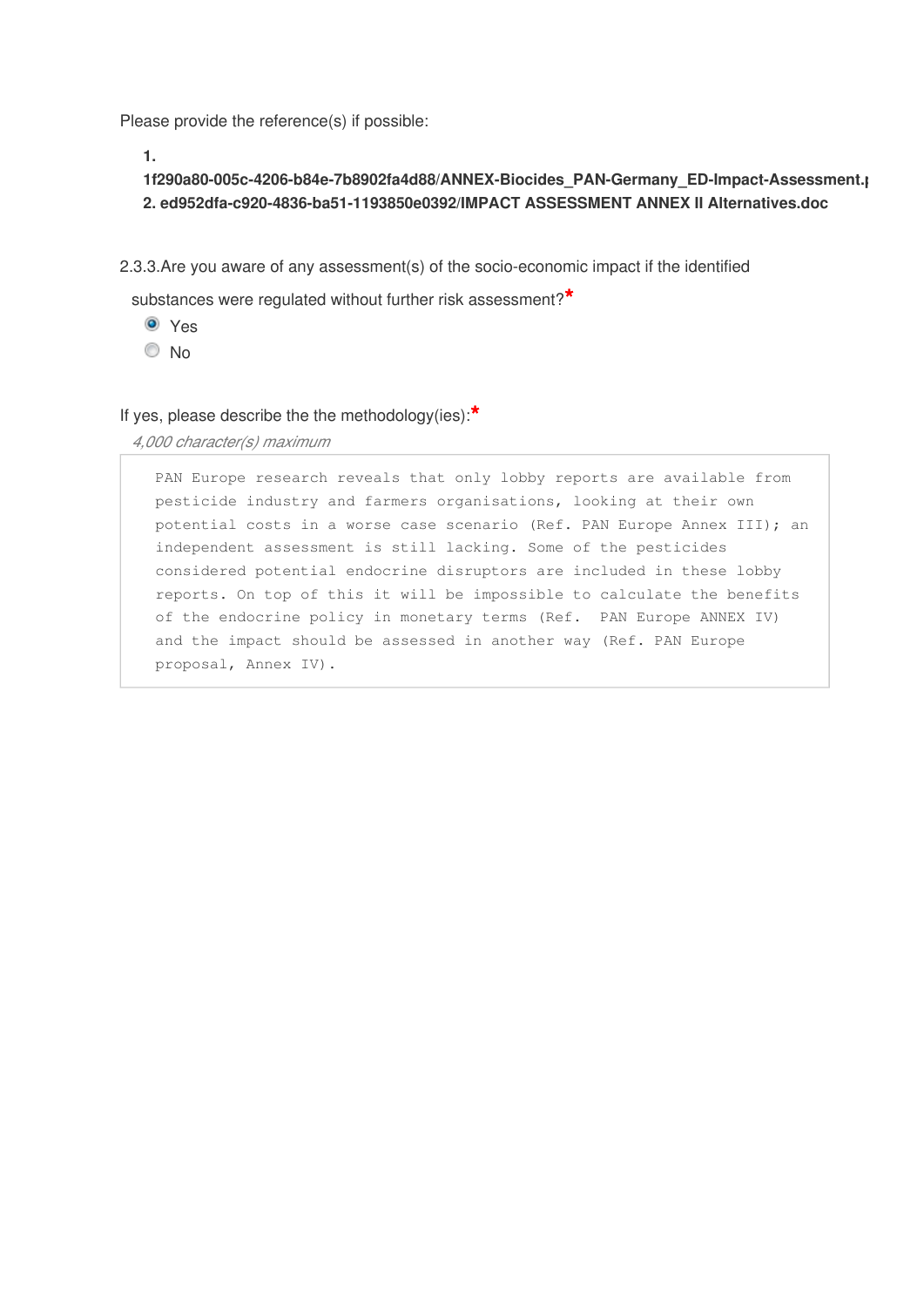Please provide the reference(s) if possible:

**1. 1f290a80-005c-4206-b84e-7b8902fa4d88/ANNEX-Biocides_PAN-Germany_ED-Impact-Assessment.p**
**2. ed952dfa-c920-4836-ba51-1193850e0392/IMPACT ASSESSMENT ANNEX II Alternatives.doc**

2.3.3.Are you aware of any assessment(s) of the socio-economic impact if the identified substances were regulated without further risk assessment?*

- (x) Yes
- ( ) No

If yes, please describe the the methodology(ies):*

*4,000 character(s) maximum*

```
PAN Europe research reveals that only lobby reports are available from
pesticide industry and farmers organisations, looking at their own
potential costs in a worse case scenario (Ref. PAN Europe Annex III); an
independent assessment is still lacking. Some of the pesticides
considered potential endocrine disruptors are included in these lobby
reports. On top of this it will be impossible to calculate the benefits
of the endocrine policy in monetary terms (Ref.  PAN Europe ANNEX IV)
and the impact should be assessed in another way (Ref. PAN Europe
proposal, Annex IV).
```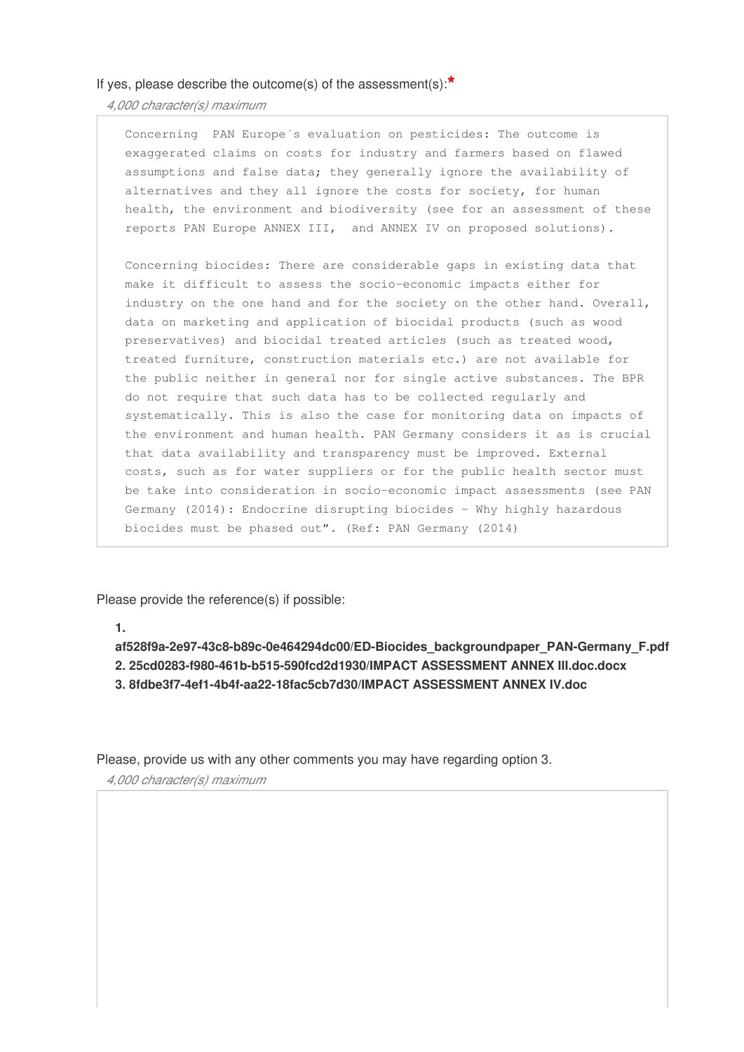If yes, please describe the outcome(s) of the assessment(s):*

*4,000 character(s) maximum*

Concerning PAN Europe´s evaluation on pesticides: The outcome is exaggerated claims on costs for industry and farmers based on flawed assumptions and false data; they generally ignore the availability of alternatives and they all ignore the costs for society, for human health, the environment and biodiversity (see for an assessment of these reports PAN Europe ANNEX III, and ANNEX IV on proposed solutions).

Concerning biocides: There are considerable gaps in existing data that make it difficult to assess the socio-economic impacts either for industry on the one hand and for the society on the other hand. Overall, data on marketing and application of biocidal products (such as wood preservatives) and biocidal treated articles (such as treated wood, treated furniture, construction materials etc.) are not available for the public neither in general nor for single active substances. The BPR do not require that such data has to be collected regularly and systematically. This is also the case for monitoring data on impacts of the environment and human health. PAN Germany considers it as is crucial that data availability and transparency must be improved. External costs, such as for water suppliers or for the public health sector must be take into consideration in socio-economic impact assessments (see PAN Germany (2014): Endocrine disrupting biocides - Why highly hazardous biocides must be phased out". (Ref: PAN Germany (2014)

Please provide the reference(s) if possible:

1. **af528f9a-2e97-43c8-b89c-0e464294dc00/ED-Biocides_backgroundpaper_PAN-Germany_F.pdf**
2. **25cd0283-f980-461b-b515-590fcd2d1930/IMPACT ASSESSMENT ANNEX III.doc.docx**
3. **8fdbe3f7-4ef1-4b4f-aa22-18fac5cb7d30/IMPACT ASSESSMENT ANNEX IV.doc**

Please, provide us with any other comments you may have regarding option 3.

*4,000 character(s) maximum*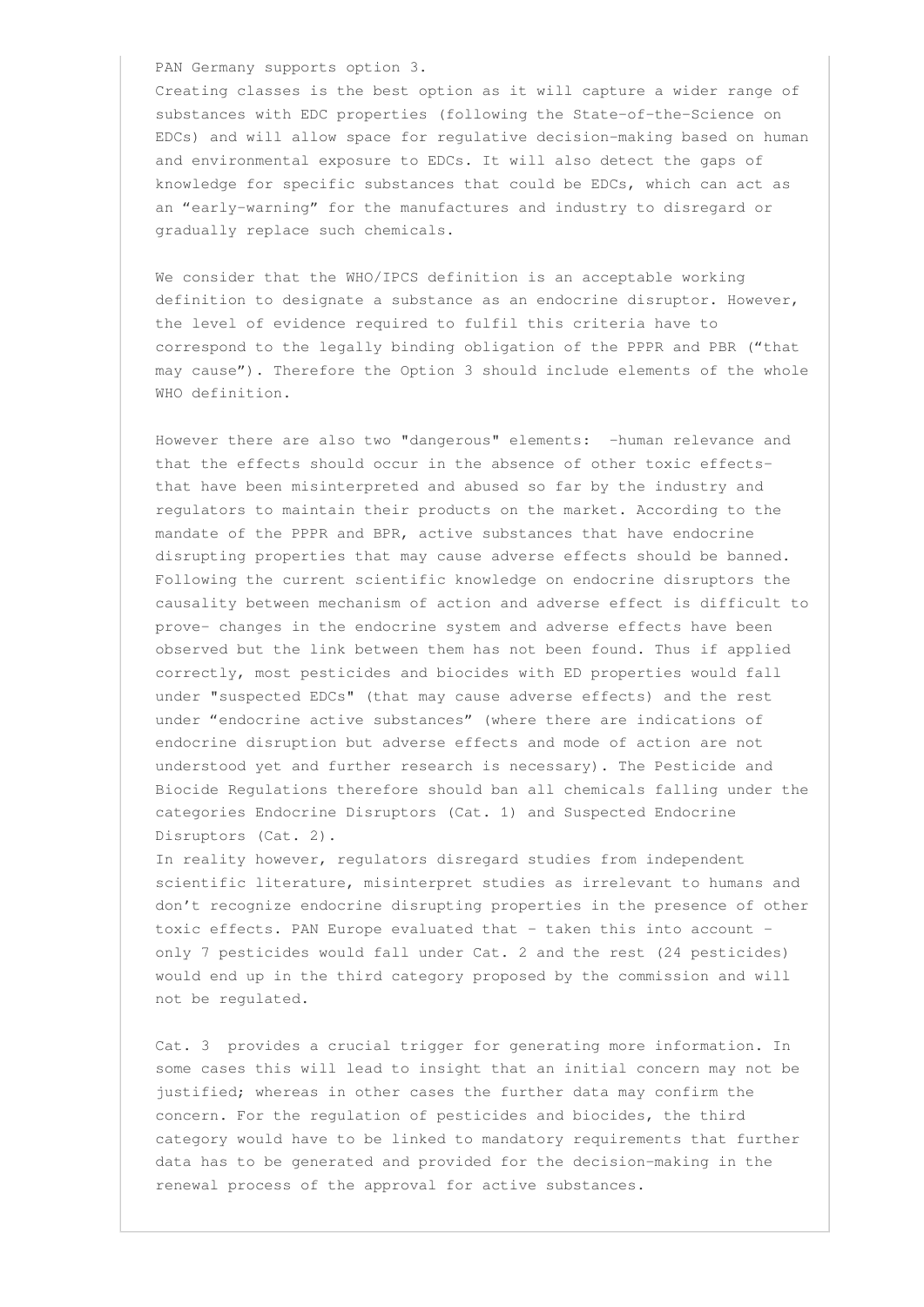PAN Germany supports option 3.
Creating classes is the best option as it will capture a wider range of substances with EDC properties (following the State-of-the-Science on EDCs) and will allow space for regulative decision-making based on human and environmental exposure to EDCs. It will also detect the gaps of knowledge for specific substances that could be EDCs, which can act as an “early-warning” for the manufactures and industry to disregard or gradually replace such chemicals.

We consider that the WHO/IPCS definition is an acceptable working definition to designate a substance as an endocrine disruptor. However, the level of evidence required to fulfil this criteria have to correspond to the legally binding obligation of the PPPR and PBR (“that may cause”). Therefore the Option 3 should include elements of the whole WHO definition.

However there are also two "dangerous" elements: -human relevance and that the effects should occur in the absence of other toxic effects- that have been misinterpreted and abused so far by the industry and regulators to maintain their products on the market. According to the mandate of the PPPR and BPR, active substances that have endocrine disrupting properties that may cause adverse effects should be banned. Following the current scientific knowledge on endocrine disruptors the causality between mechanism of action and adverse effect is difficult to prove- changes in the endocrine system and adverse effects have been observed but the link between them has not been found. Thus if applied correctly, most pesticides and biocides with ED properties would fall under "suspected EDCs" (that may cause adverse effects) and the rest under “endocrine active substances” (where there are indications of endocrine disruption but adverse effects and mode of action are not understood yet and further research is necessary). The Pesticide and Biocide Regulations therefore should ban all chemicals falling under the categories Endocrine Disruptors (Cat. 1) and Suspected Endocrine Disruptors (Cat. 2).
In reality however, regulators disregard studies from independent scientific literature, misinterpret studies as irrelevant to humans and don’t recognize endocrine disrupting properties in the presence of other toxic effects. PAN Europe evaluated that - taken this into account - only 7 pesticides would fall under Cat. 2 and the rest (24 pesticides) would end up in the third category proposed by the commission and will not be regulated.

Cat. 3 provides a crucial trigger for generating more information. In some cases this will lead to insight that an initial concern may not be justified; whereas in other cases the further data may confirm the concern. For the regulation of pesticides and biocides, the third category would have to be linked to mandatory requirements that further data has to be generated and provided for the decision-making in the renewal process of the approval for active substances.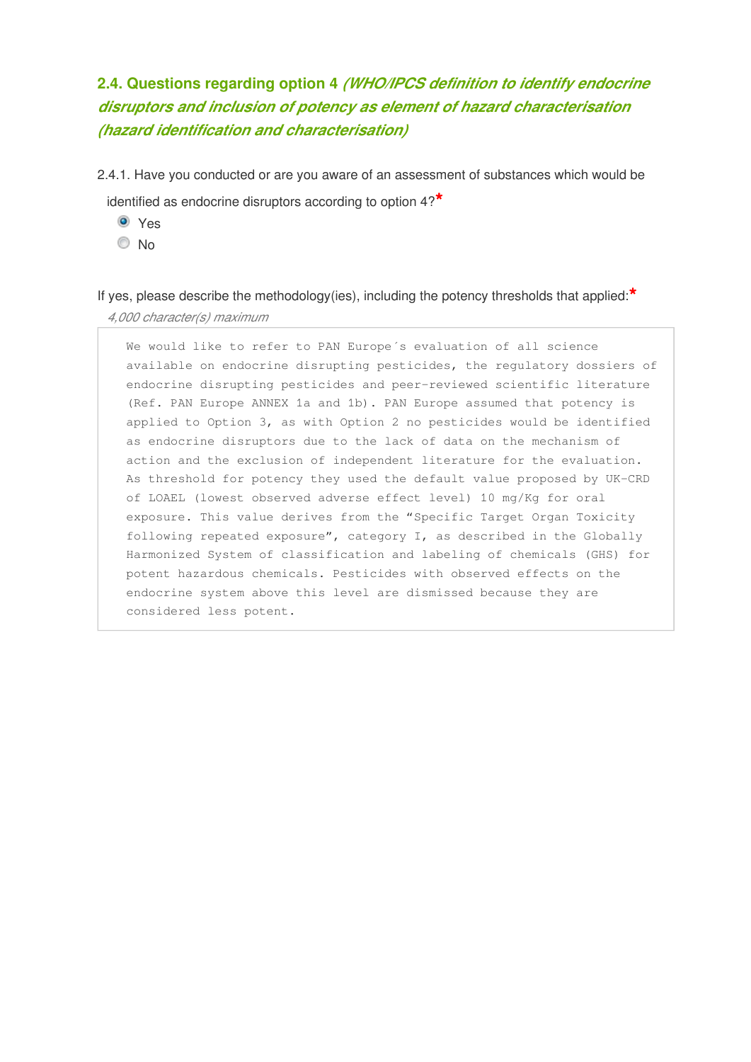## 2.4. Questions regarding option 4 *(WHO/IPCS definition to identify endocrine disruptors and inclusion of potency as element of hazard characterisation (hazard identification and characterisation)*

2.4.1. Have you conducted or are you aware of an assessment of substances which would be identified as endocrine disruptors according to option 4?*

- (•) Yes
- ( ) No

If yes, please describe the methodology(ies), including the potency thresholds that applied:*

*4,000 character(s) maximum*

We would like to refer to PAN Europe´s evaluation of all science available on endocrine disrupting pesticides, the regulatory dossiers of endocrine disrupting pesticides and peer-reviewed scientific literature (Ref. PAN Europe ANNEX 1a and 1b). PAN Europe assumed that potency is applied to Option 3, as with Option 2 no pesticides would be identified as endocrine disruptors due to the lack of data on the mechanism of action and the exclusion of independent literature for the evaluation. As threshold for potency they used the default value proposed by UK-CRD of LOAEL (lowest observed adverse effect level) 10 mg/Kg for oral exposure. This value derives from the "Specific Target Organ Toxicity following repeated exposure", category I, as described in the Globally Harmonized System of classification and labeling of chemicals (GHS) for potent hazardous chemicals. Pesticides with observed effects on the endocrine system above this level are dismissed because they are considered less potent.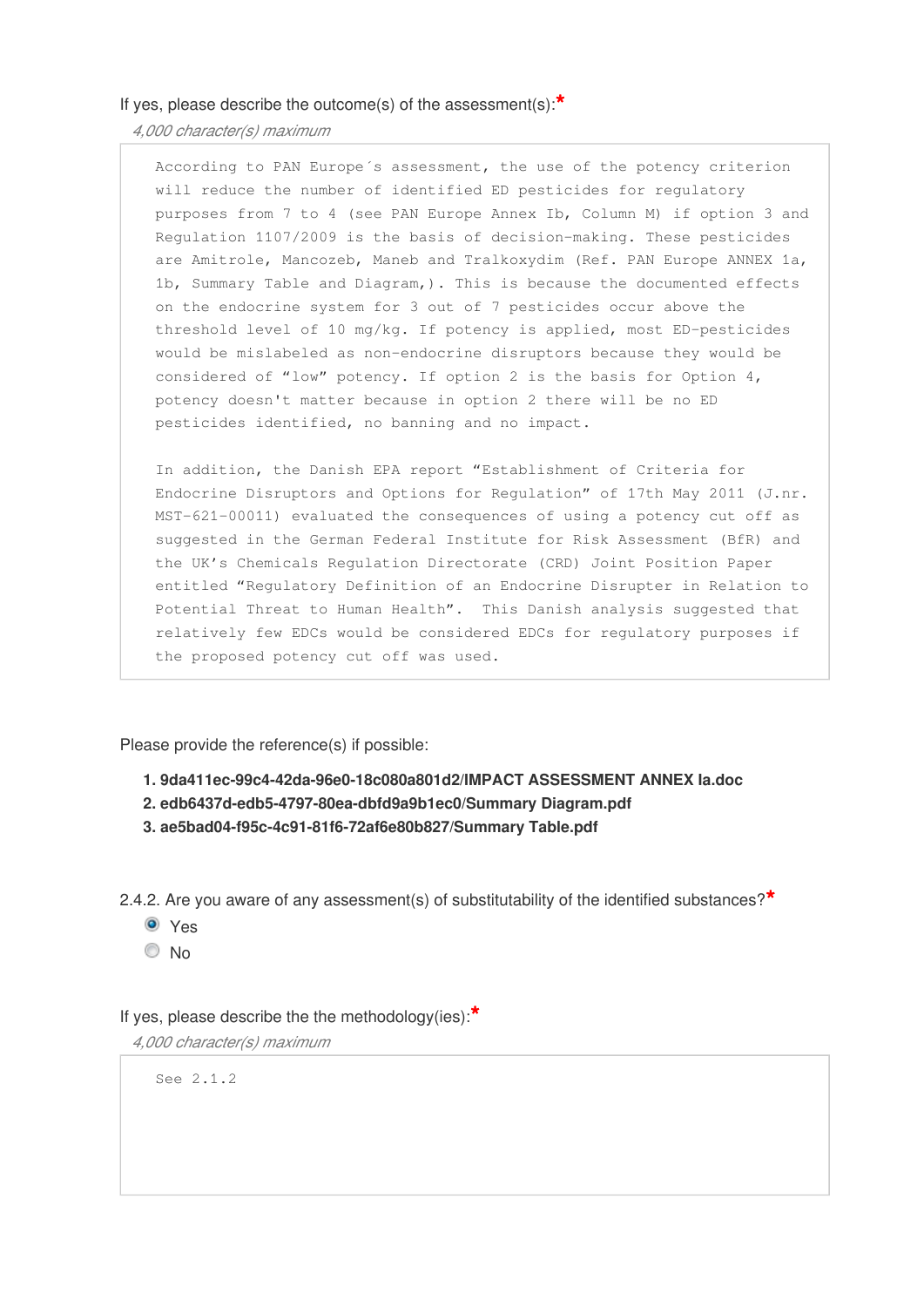If yes, please describe the outcome(s) of the assessment(s):*

*4,000 character(s) maximum*

According to PAN Europe´s assessment, the use of the potency criterion will reduce the number of identified ED pesticides for regulatory purposes from 7 to 4 (see PAN Europe Annex Ib, Column M) if option 3 and Regulation 1107/2009 is the basis of decision-making. These pesticides are Amitrole, Mancozeb, Maneb and Tralkoxydim (Ref. PAN Europe ANNEX 1a, 1b, Summary Table and Diagram,). This is because the documented effects on the endocrine system for 3 out of 7 pesticides occur above the threshold level of 10 mg/kg. If potency is applied, most ED-pesticides would be mislabeled as non-endocrine disruptors because they would be considered of "low" potency. If option 2 is the basis for Option 4, potency doesn't matter because in option 2 there will be no ED pesticides identified, no banning and no impact.

In addition, the Danish EPA report "Establishment of Criteria for Endocrine Disruptors and Options for Regulation" of 17th May 2011 (J.nr. MST-621-00011) evaluated the consequences of using a potency cut off as suggested in the German Federal Institute for Risk Assessment (BfR) and the UK's Chemicals Regulation Directorate (CRD) Joint Position Paper entitled "Regulatory Definition of an Endocrine Disrupter in Relation to Potential Threat to Human Health". This Danish analysis suggested that relatively few EDCs would be considered EDCs for regulatory purposes if the proposed potency cut off was used.

Please provide the reference(s) if possible:

1. **9da411ec-99c4-42da-96e0-18c080a801d2/IMPACT ASSESSMENT ANNEX Ia.doc**
2. **edb6437d-edb5-4797-80ea-dbfd9a9b1ec0/Summary Diagram.pdf**
3. **ae5bad04-f95c-4c91-81f6-72af6e80b827/Summary Table.pdf**

2.4.2. Are you aware of any assessment(s) of substitutability of the identified substances?*

- (•) Yes
- ( ) No

If yes, please describe the the methodology(ies):*

*4,000 character(s) maximum*

See 2.1.2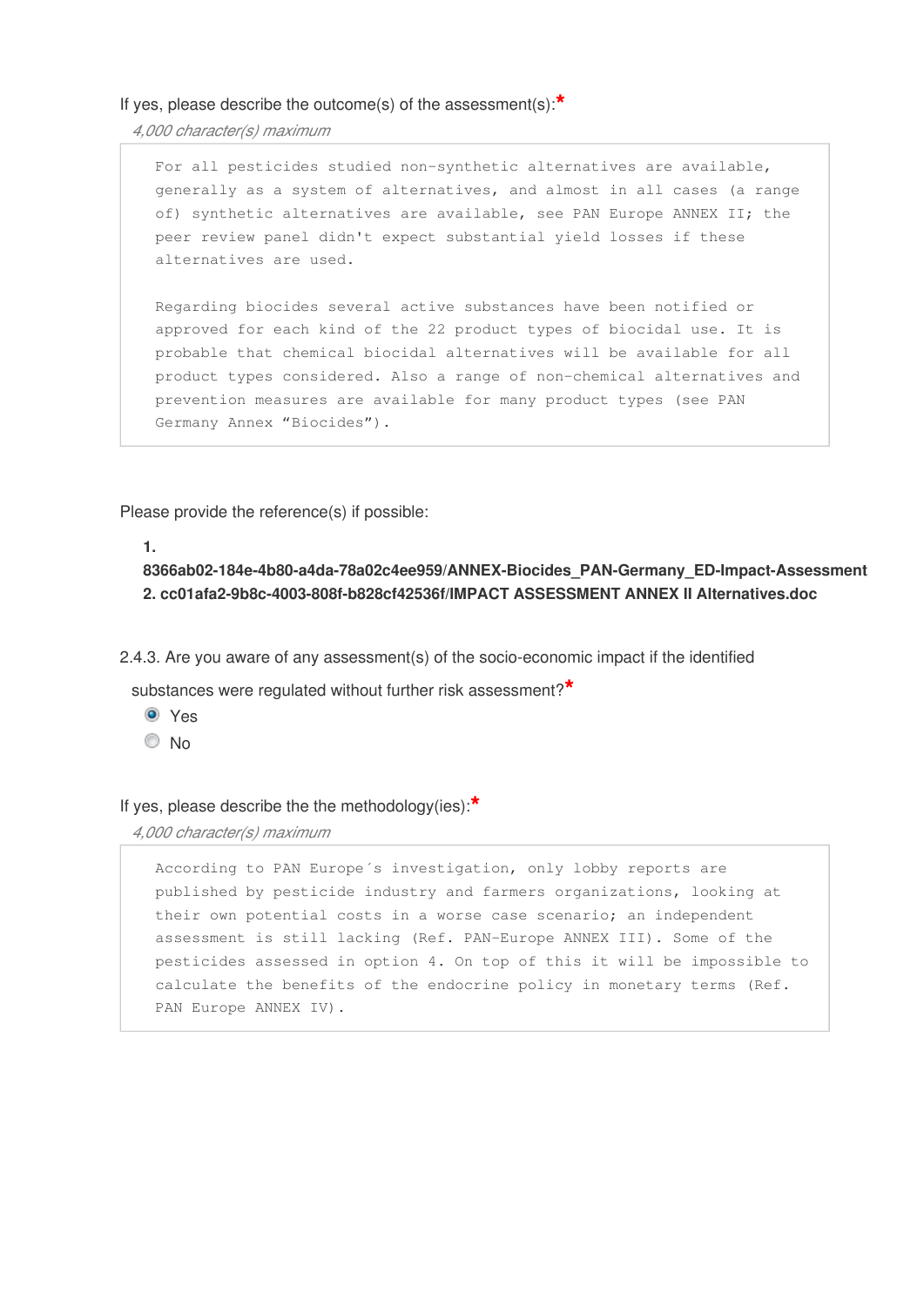If yes, please describe the outcome(s) of the assessment(s):*

*4,000 character(s) maximum*

For all pesticides studied non-synthetic alternatives are available, generally as a system of alternatives, and almost in all cases (a range of) synthetic alternatives are available, see PAN Europe ANNEX II; the peer review panel didn't expect substantial yield losses if these alternatives are used.

Regarding biocides several active substances have been notified or approved for each kind of the 22 product types of biocidal use. It is probable that chemical biocidal alternatives will be available for all product types considered. Also a range of non-chemical alternatives and prevention measures are available for many product types (see PAN Germany Annex “Biocides”).

Please provide the reference(s) if possible:

**1. 8366ab02-184e-4b80-a4da-78a02c4ee959/ANNEX-Biocides_PAN-Germany_ED-Impact-Assessment**
**2. cc01afa2-9b8c-4003-808f-b828cf42536f/IMPACT ASSESSMENT ANNEX II Alternatives.doc**

2.4.3. Are you aware of any assessment(s) of the socio-economic impact if the identified substances were regulated without further risk assessment?*

- (x) Yes
- ( ) No

If yes, please describe the the methodology(ies):*

*4,000 character(s) maximum*

According to PAN Europe´s investigation, only lobby reports are published by pesticide industry and farmers organizations, looking at their own potential costs in a worse case scenario; an independent assessment is still lacking (Ref. PAN-Europe ANNEX III). Some of the pesticides assessed in option 4. On top of this it will be impossible to calculate the benefits of the endocrine policy in monetary terms (Ref. PAN Europe ANNEX IV).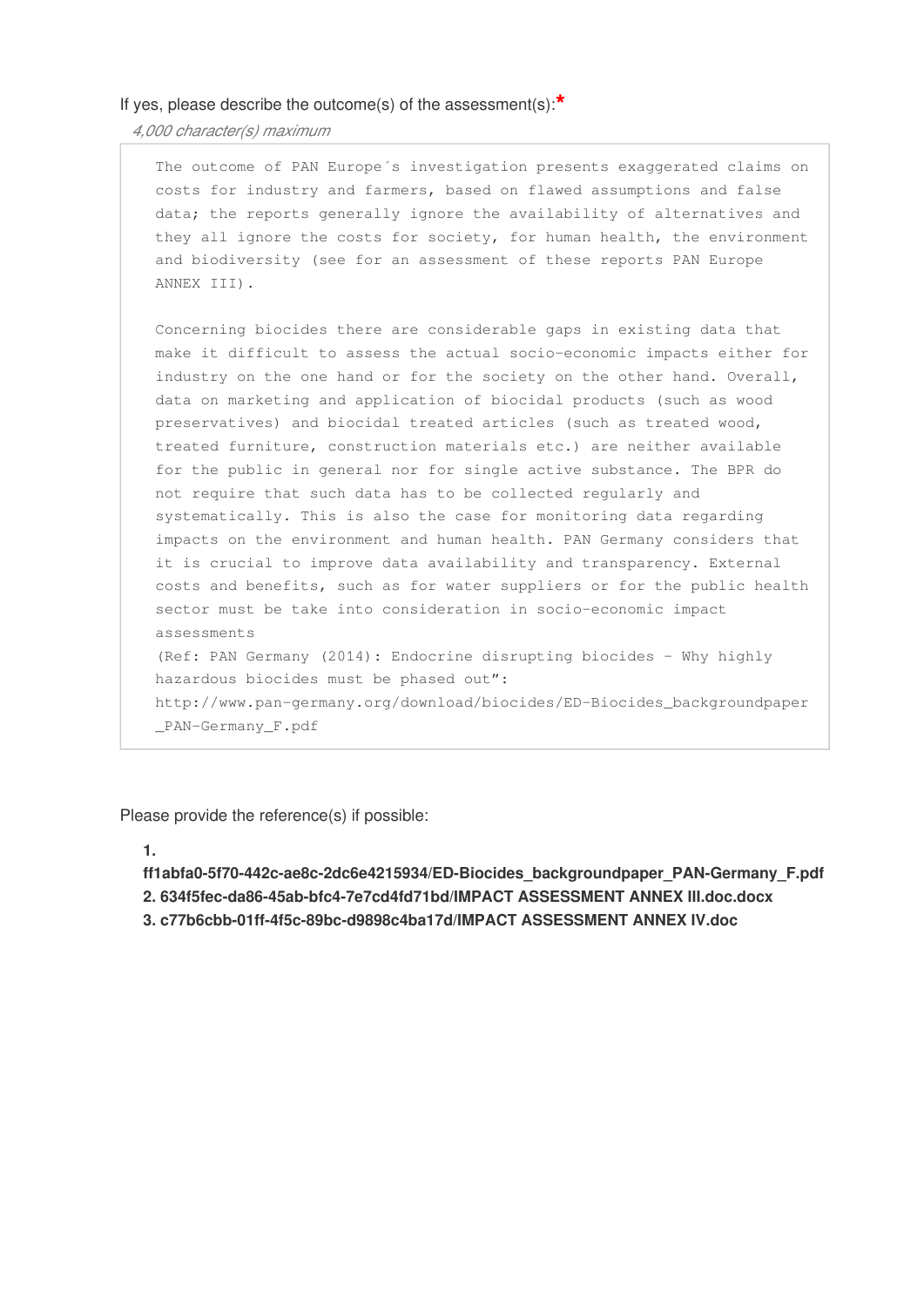If yes, please describe the outcome(s) of the assessment(s):*

*4,000 character(s) maximum*

The outcome of PAN Europe´s investigation presents exaggerated claims on costs for industry and farmers, based on flawed assumptions and false data; the reports generally ignore the availability of alternatives and they all ignore the costs for society, for human health, the environment and biodiversity (see for an assessment of these reports PAN Europe ANNEX III).

Concerning biocides there are considerable gaps in existing data that make it difficult to assess the actual socio-economic impacts either for industry on the one hand or for the society on the other hand. Overall, data on marketing and application of biocidal products (such as wood preservatives) and biocidal treated articles (such as treated wood, treated furniture, construction materials etc.) are neither available for the public in general nor for single active substance. The BPR do not require that such data has to be collected regularly and systematically. This is also the case for monitoring data regarding impacts on the environment and human health. PAN Germany considers that it is crucial to improve data availability and transparency. External costs and benefits, such as for water suppliers or for the public health sector must be take into consideration in socio-economic impact assessments
(Ref: PAN Germany (2014): Endocrine disrupting biocides - Why highly hazardous biocides must be phased out":
http://www.pan-germany.org/download/biocides/ED-Biocides_backgroundpaper_PAN-Germany_F.pdf

Please provide the reference(s) if possible:

1. **ff1abfa0-5f70-442c-ae8c-2dc6e4215934/ED-Biocides_backgroundpaper_PAN-Germany_F.pdf**
2. **634f5fec-da86-45ab-bfc4-7e7cd4fd71bd/IMPACT ASSESSMENT ANNEX III.doc.docx**
3. **c77b6cbb-01ff-4f5c-89bc-d9898c4ba17d/IMPACT ASSESSMENT ANNEX IV.doc**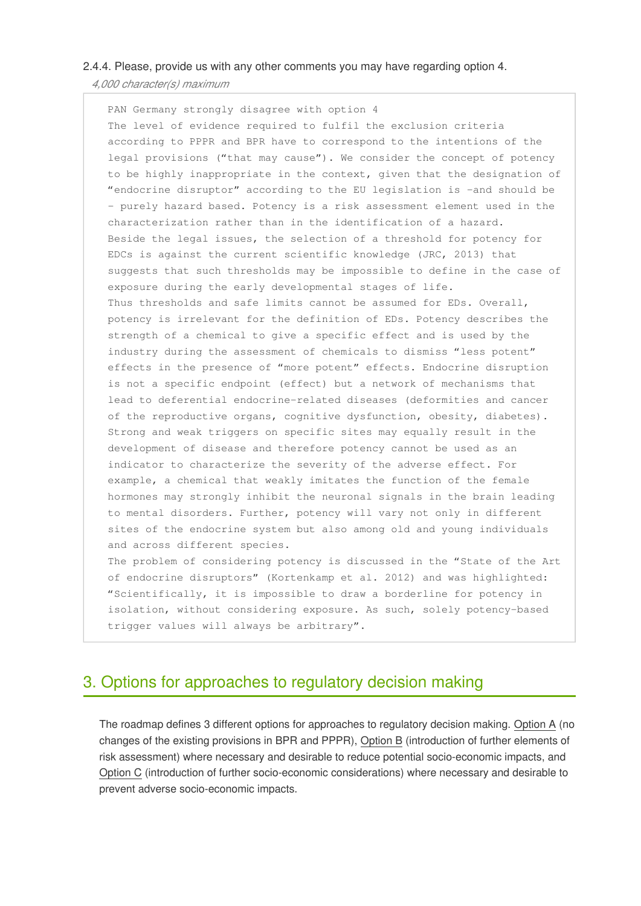2.4.4. Please, provide us with any other comments you may have regarding option 4.

*4,000 character(s) maximum*

PAN Germany strongly disagree with option 4
The level of evidence required to fulfil the exclusion criteria according to PPPR and BPR have to correspond to the intentions of the legal provisions ("that may cause"). We consider the concept of potency to be highly inappropriate in the context, given that the designation of "endocrine disruptor" according to the EU legislation is -and should be - purely hazard based. Potency is a risk assessment element used in the characterization rather than in the identification of a hazard.
Beside the legal issues, the selection of a threshold for potency for EDCs is against the current scientific knowledge (JRC, 2013) that suggests that such thresholds may be impossible to define in the case of exposure during the early developmental stages of life.
Thus thresholds and safe limits cannot be assumed for EDs. Overall, potency is irrelevant for the definition of EDs. Potency describes the strength of a chemical to give a specific effect and is used by the industry during the assessment of chemicals to dismiss "less potent" effects in the presence of "more potent" effects. Endocrine disruption is not a specific endpoint (effect) but a network of mechanisms that lead to deferential endocrine-related diseases (deformities and cancer of the reproductive organs, cognitive dysfunction, obesity, diabetes). Strong and weak triggers on specific sites may equally result in the development of disease and therefore potency cannot be used as an indicator to characterize the severity of the adverse effect. For example, a chemical that weakly imitates the function of the female hormones may strongly inhibit the neuronal signals in the brain leading to mental disorders. Further, potency will vary not only in different sites of the endocrine system but also among old and young individuals and across different species.
The problem of considering potency is discussed in the "State of the Art of endocrine disruptors" (Kortenkamp et al. 2012) and was highlighted: "Scientifically, it is impossible to draw a borderline for potency in isolation, without considering exposure. As such, solely potency-based trigger values will always be arbitrary".

## 3. Options for approaches to regulatory decision making

The roadmap defines 3 different options for approaches to regulatory decision making. Option A (no changes of the existing provisions in BPR and PPPR), Option B (introduction of further elements of risk assessment) where necessary and desirable to reduce potential socio-economic impacts, and Option C (introduction of further socio-economic considerations) where necessary and desirable to prevent adverse socio-economic impacts.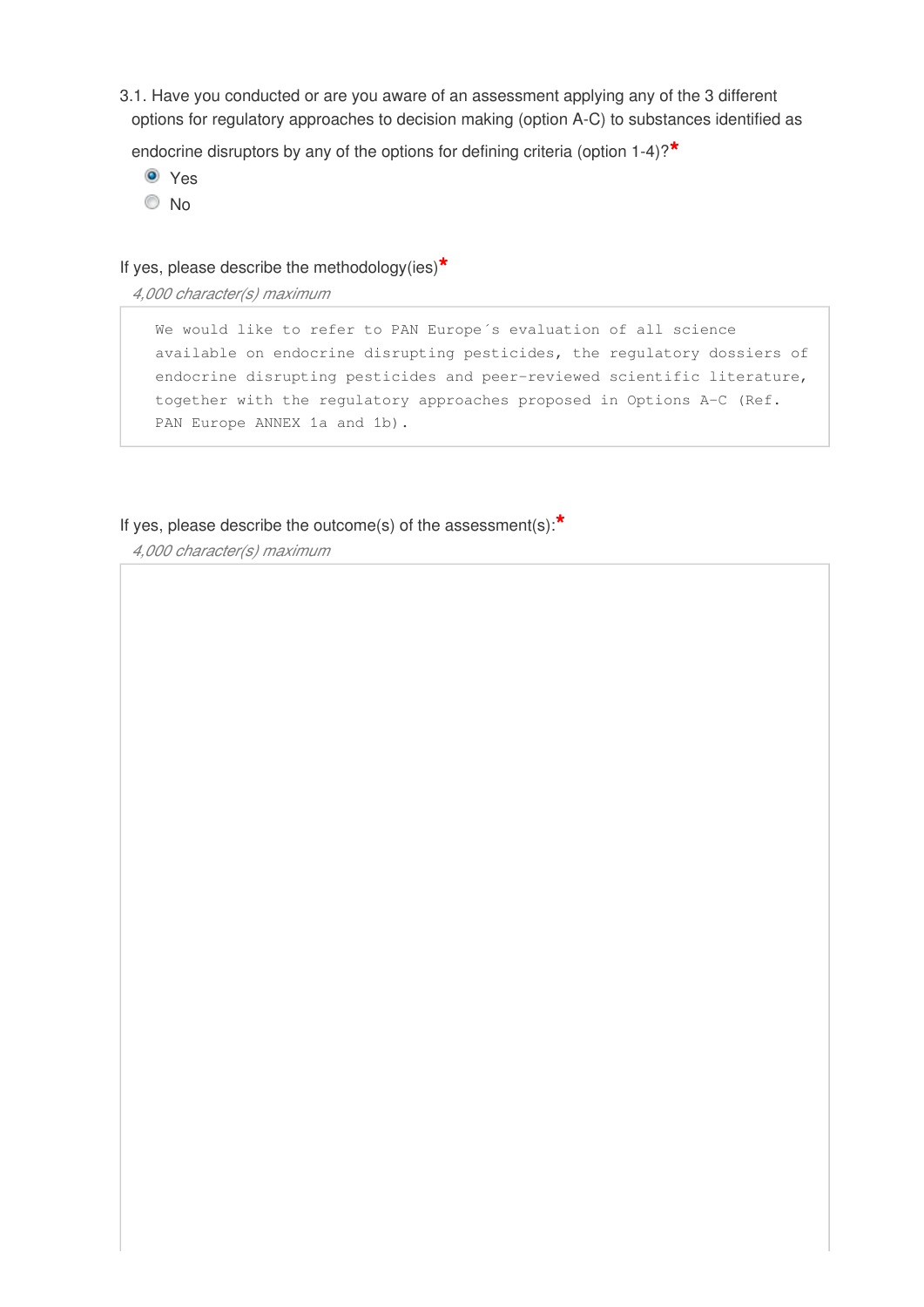3.1. Have you conducted or are you aware of an assessment applying any of the 3 different options for regulatory approaches to decision making (option A-C) to substances identified as endocrine disruptors by any of the options for defining criteria (option 1-4)?*

- (•) Yes
- ( ) No

If yes, please describe the methodology(ies)*

*4,000 character(s) maximum*

> We would like to refer to PAN Europe´s evaluation of all science available on endocrine disrupting pesticides, the regulatory dossiers of endocrine disrupting pesticides and peer-reviewed scientific literature, together with the regulatory approaches proposed in Options A-C (Ref. PAN Europe ANNEX 1a and 1b).

If yes, please describe the outcome(s) of the assessment(s):*

*4,000 character(s) maximum*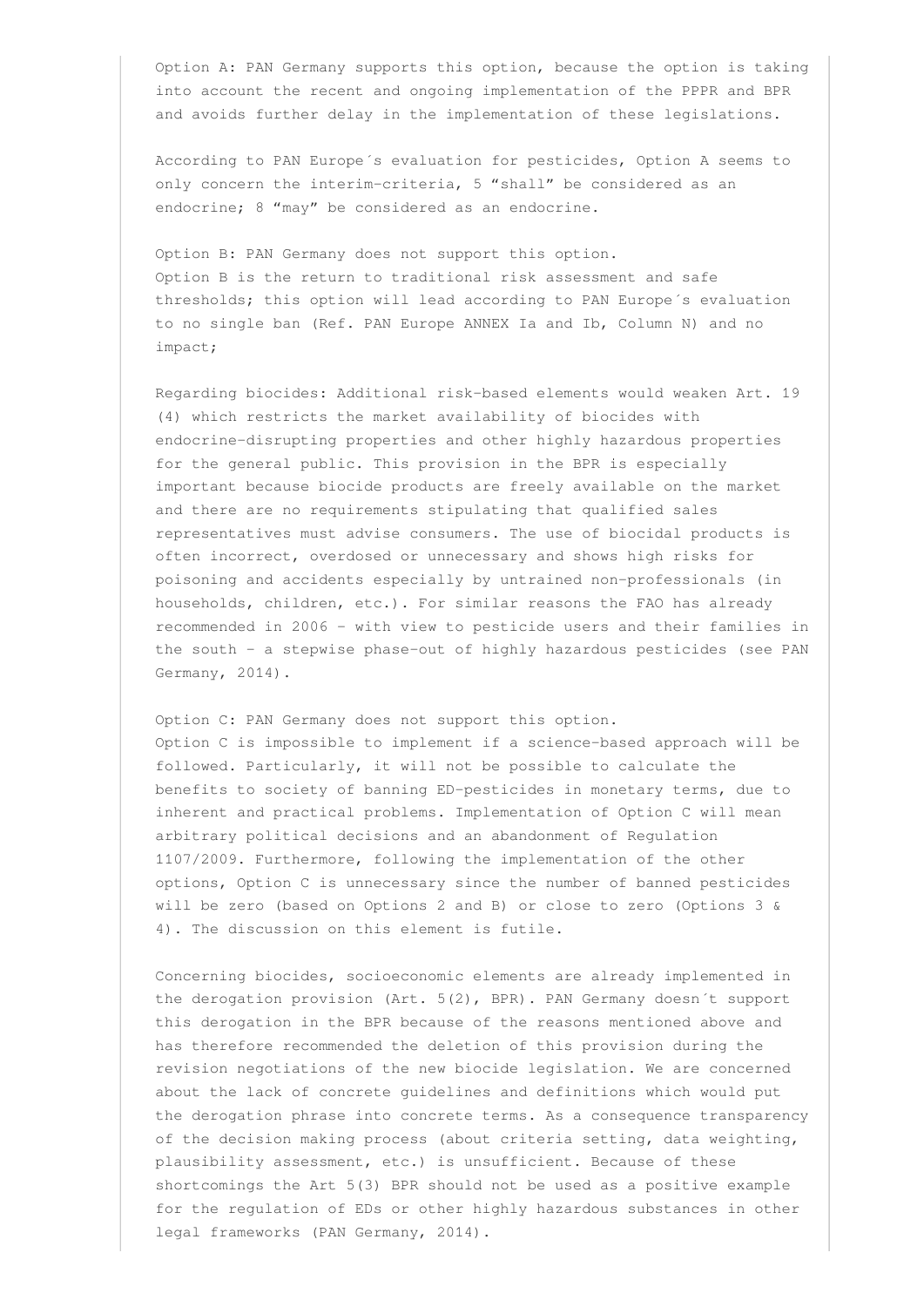Option A: PAN Germany supports this option, because the option is taking into account the recent and ongoing implementation of the PPPR and BPR and avoids further delay in the implementation of these legislations.

According to PAN Europe´s evaluation for pesticides, Option A seems to only concern the interim-criteria, 5 "shall" be considered as an endocrine; 8 "may" be considered as an endocrine.

Option B: PAN Germany does not support this option.
Option B is the return to traditional risk assessment and safe thresholds; this option will lead according to PAN Europe´s evaluation to no single ban (Ref. PAN Europe ANNEX Ia and Ib, Column N) and no impact;

Regarding biocides: Additional risk-based elements would weaken Art. 19 (4) which restricts the market availability of biocides with endocrine-disrupting properties and other highly hazardous properties for the general public. This provision in the BPR is especially important because biocide products are freely available on the market and there are no requirements stipulating that qualified sales representatives must advise consumers. The use of biocidal products is often incorrect, overdosed or unnecessary and shows high risks for poisoning and accidents especially by untrained non-professionals (in households, children, etc.). For similar reasons the FAO has already recommended in 2006 – with view to pesticide users and their families in the south – a stepwise phase-out of highly hazardous pesticides (see PAN Germany, 2014).

Option C: PAN Germany does not support this option.
Option C is impossible to implement if a science-based approach will be followed. Particularly, it will not be possible to calculate the benefits to society of banning ED-pesticides in monetary terms, due to inherent and practical problems. Implementation of Option C will mean arbitrary political decisions and an abandonment of Regulation 1107/2009. Furthermore, following the implementation of the other options, Option C is unnecessary since the number of banned pesticides will be zero (based on Options 2 and B) or close to zero (Options 3 & 4). The discussion on this element is futile.

Concerning biocides, socioeconomic elements are already implemented in the derogation provision (Art. 5(2), BPR). PAN Germany doesn´t support this derogation in the BPR because of the reasons mentioned above and has therefore recommended the deletion of this provision during the revision negotiations of the new biocide legislation. We are concerned about the lack of concrete guidelines and definitions which would put the derogation phrase into concrete terms. As a consequence transparency of the decision making process (about criteria setting, data weighting, plausibility assessment, etc.) is unsufficient. Because of these shortcomings the Art 5(3) BPR should not be used as a positive example for the regulation of EDs or other highly hazardous substances in other legal frameworks (PAN Germany, 2014).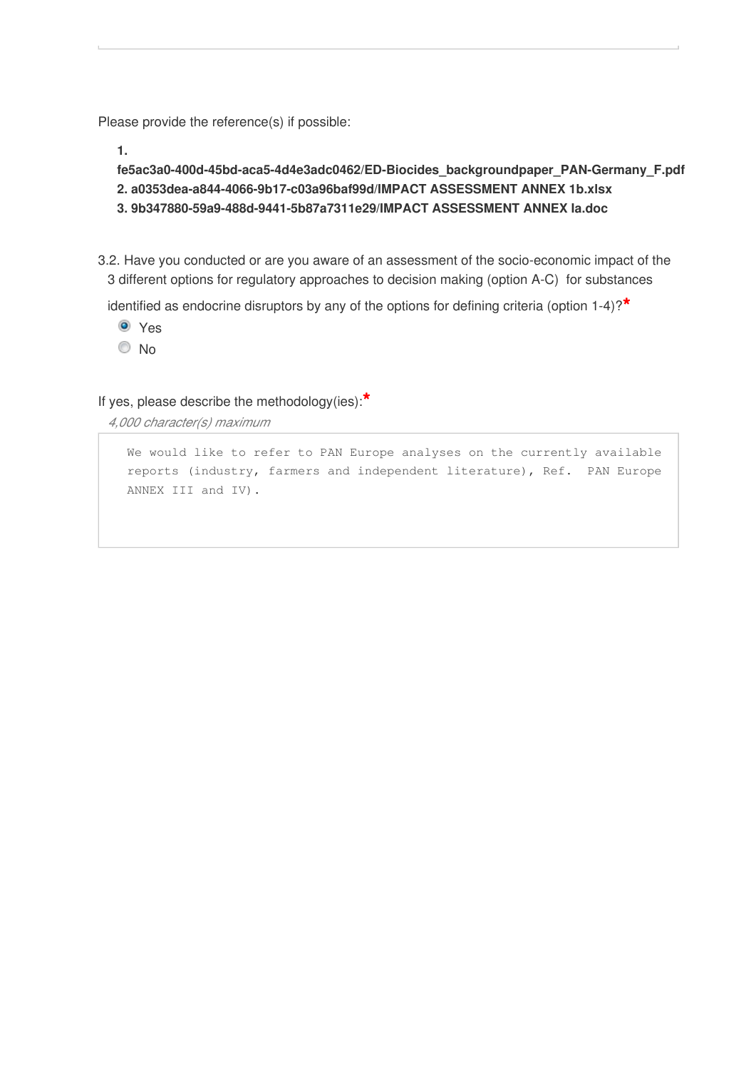Please provide the reference(s) if possible:

**1. fe5ac3a0-400d-45bd-aca5-4d4e3adc0462/ED-Biocides_backgroundpaper_PAN-Germany_F.pdf**
**2. a0353dea-a844-4066-9b17-c03a96baf99d/IMPACT ASSESSMENT ANNEX 1b.xlsx**
**3. 9b347880-59a9-488d-9441-5b87a7311e29/IMPACT ASSESSMENT ANNEX Ia.doc**

3.2. Have you conducted or are you aware of an assessment of the socio-economic impact of the 3 different options for regulatory approaches to decision making (option A-C) for substances identified as endocrine disruptors by any of the options for defining criteria (option 1-4)?*

- (x) Yes
- ( ) No

If yes, please describe the methodology(ies):*

*4,000 character(s) maximum*

```
We would like to refer to PAN Europe analyses on the currently available
reports (industry, farmers and independent literature), Ref.  PAN Europe
ANNEX III and IV).
```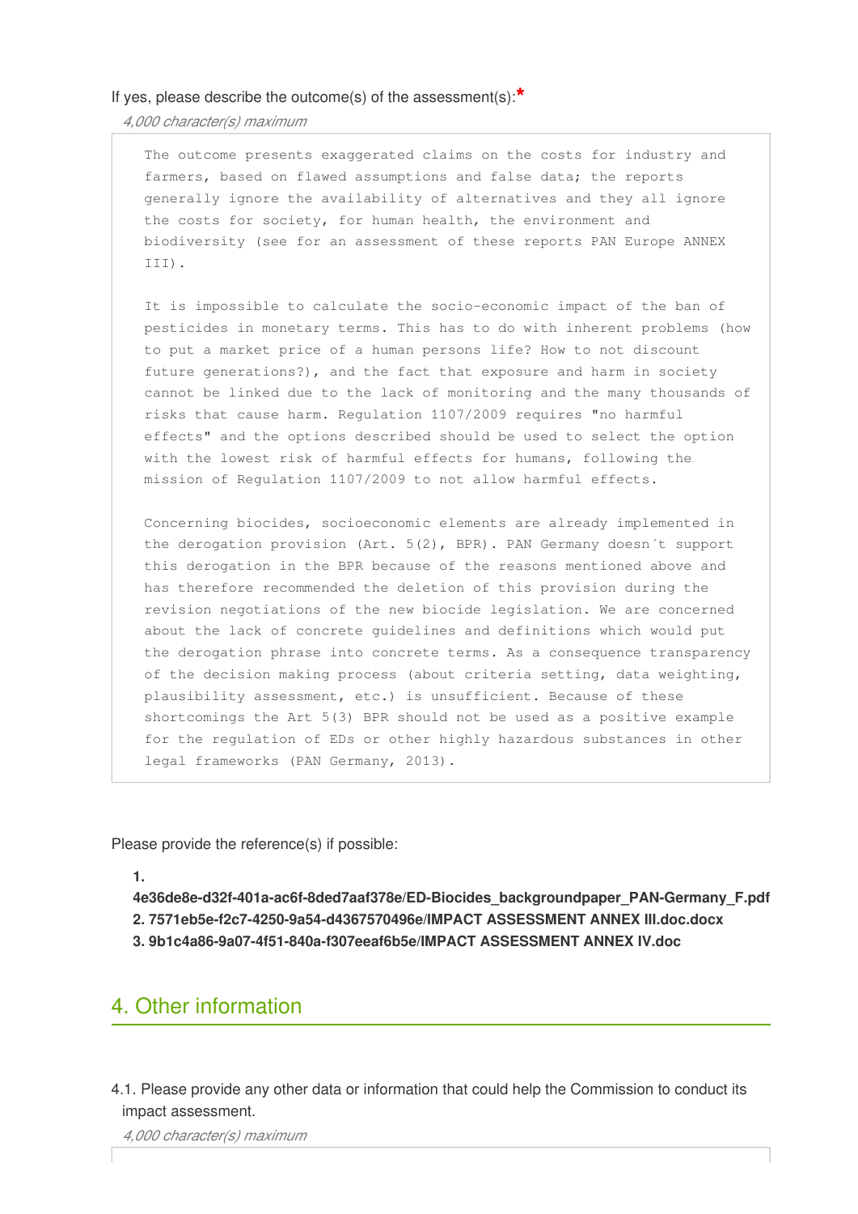If yes, please describe the outcome(s) of the assessment(s):*

*4,000 character(s) maximum*

The outcome presents exaggerated claims on the costs for industry and farmers, based on flawed assumptions and false data; the reports generally ignore the availability of alternatives and they all ignore the costs for society, for human health, the environment and biodiversity (see for an assessment of these reports PAN Europe ANNEX III).

It is impossible to calculate the socio-economic impact of the ban of pesticides in monetary terms. This has to do with inherent problems (how to put a market price of a human persons life? How to not discount future generations?), and the fact that exposure and harm in society cannot be linked due to the lack of monitoring and the many thousands of risks that cause harm. Regulation 1107/2009 requires "no harmful effects" and the options described should be used to select the option with the lowest risk of harmful effects for humans, following the mission of Regulation 1107/2009 to not allow harmful effects.

Concerning biocides, socioeconomic elements are already implemented in the derogation provision (Art. 5(2), BPR). PAN Germany doesn´t support this derogation in the BPR because of the reasons mentioned above and has therefore recommended the deletion of this provision during the revision negotiations of the new biocide legislation. We are concerned about the lack of concrete guidelines and definitions which would put the derogation phrase into concrete terms. As a consequence transparency of the decision making process (about criteria setting, data weighting, plausibility assessment, etc.) is unsufficient. Because of these shortcomings the Art 5(3) BPR should not be used as a positive example for the regulation of EDs or other highly hazardous substances in other legal frameworks (PAN Germany, 2013).

Please provide the reference(s) if possible:

1. **4e36de8e-d32f-401a-ac6f-8ded7aaf378e/ED-Biocides_backgroundpaper_PAN-Germany_F.pdf**
2. **7571eb5e-f2c7-4250-9a54-d4367570496e/IMPACT ASSESSMENT ANNEX III.doc.docx**
3. **9b1c4a86-9a07-4f51-840a-f307eeaf6b5e/IMPACT ASSESSMENT ANNEX IV.doc**

## 4. Other information

4.1. Please provide any other data or information that could help the Commission to conduct its impact assessment.

*4,000 character(s) maximum*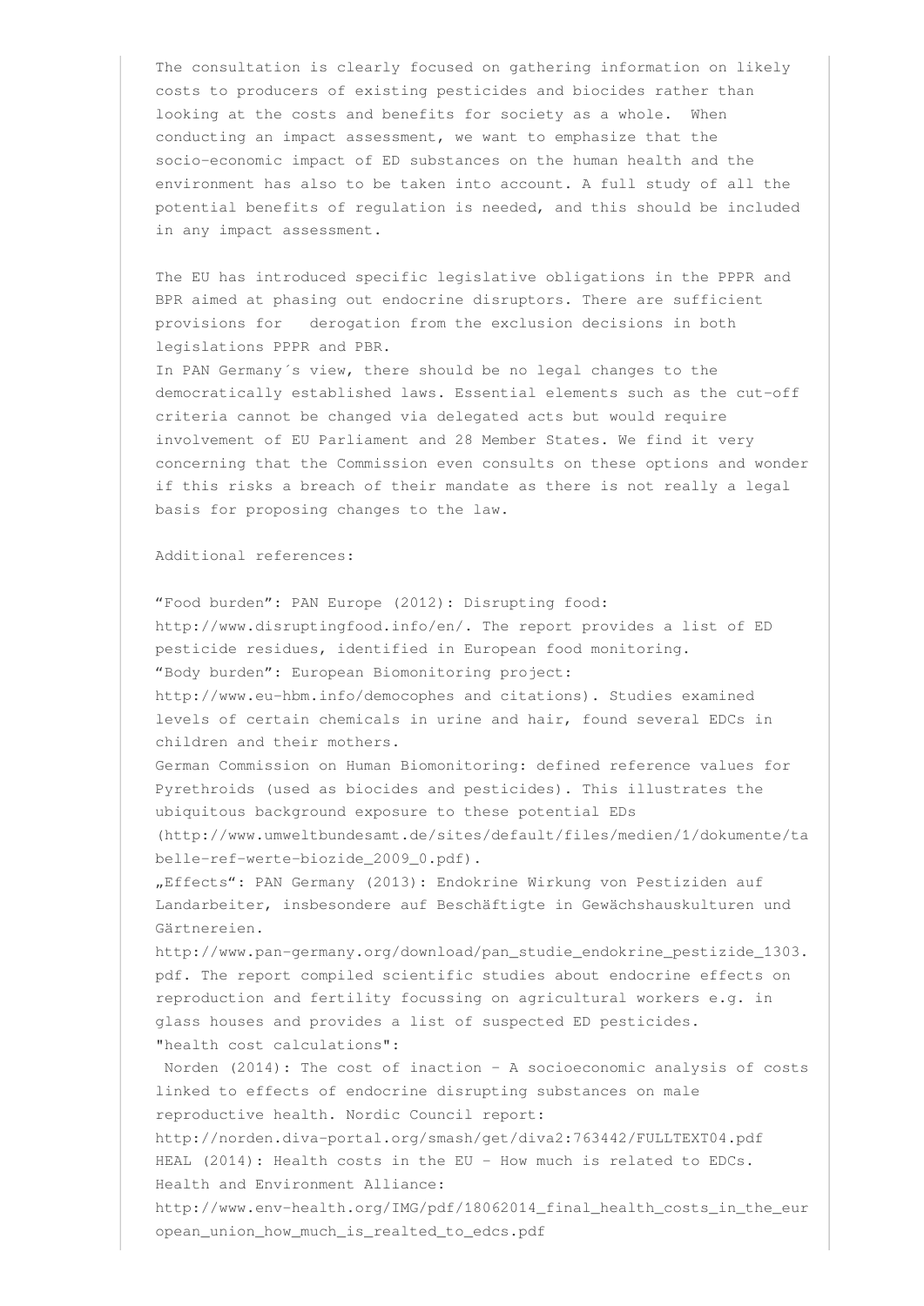The consultation is clearly focused on gathering information on likely costs to producers of existing pesticides and biocides rather than looking at the costs and benefits for society as a whole. When conducting an impact assessment, we want to emphasize that the socio-economic impact of ED substances on the human health and the environment has also to be taken into account. A full study of all the potential benefits of regulation is needed, and this should be included in any impact assessment.

The EU has introduced specific legislative obligations in the PPPR and BPR aimed at phasing out endocrine disruptors. There are sufficient provisions for derogation from the exclusion decisions in both legislations PPPR and PBR.
In PAN Germany´s view, there should be no legal changes to the democratically established laws. Essential elements such as the cut-off criteria cannot be changed via delegated acts but would require involvement of EU Parliament and 28 Member States. We find it very concerning that the Commission even consults on these options and wonder if this risks a breach of their mandate as there is not really a legal basis for proposing changes to the law.

Additional references:

"Food burden": PAN Europe (2012): Disrupting food: http://www.disruptingfood.info/en/. The report provides a list of ED pesticide residues, identified in European food monitoring.
"Body burden": European Biomonitoring project: http://www.eu-hbm.info/democophes and citations). Studies examined levels of certain chemicals in urine and hair, found several EDCs in children and their mothers.
German Commission on Human Biomonitoring: defined reference values for Pyrethroids (used as biocides and pesticides). This illustrates the ubiquitous background exposure to these potential EDs (http://www.umweltbundesamt.de/sites/default/files/medien/1/dokumente/tabelle-ref-werte-biozide_2009_0.pdf).
„Effects": PAN Germany (2013): Endokrine Wirkung von Pestiziden auf Landarbeiter, insbesondere auf Beschäftigte in Gewächshauskulturen und Gärtnereien.
http://www.pan-germany.org/download/pan_studie_endokrine_pestizide_1303.pdf. The report compiled scientific studies about endocrine effects on reproduction and fertility focussing on agricultural workers e.g. in glass houses and provides a list of suspected ED pesticides.
"health cost calculations":
Norden (2014): The cost of inaction – A socioeconomic analysis of costs linked to effects of endocrine disrupting substances on male reproductive health. Nordic Council report:
http://norden.diva-portal.org/smash/get/diva2:763442/FULLTEXT04.pdf
HEAL (2014): Health costs in the EU – How much is related to EDCs. Health and Environment Alliance:
http://www.env-health.org/IMG/pdf/18062014_final_health_costs_in_the_european_union_how_much_is_realted_to_edcs.pdf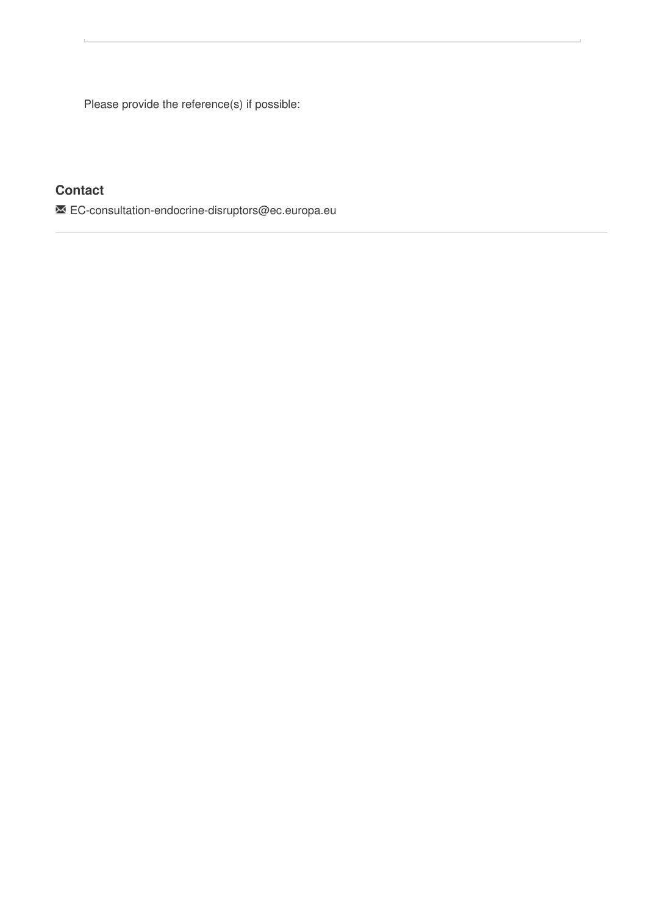Please provide the reference(s) if possible:

## Contact

✉ EC-consultation-endocrine-disruptors@ec.europa.eu